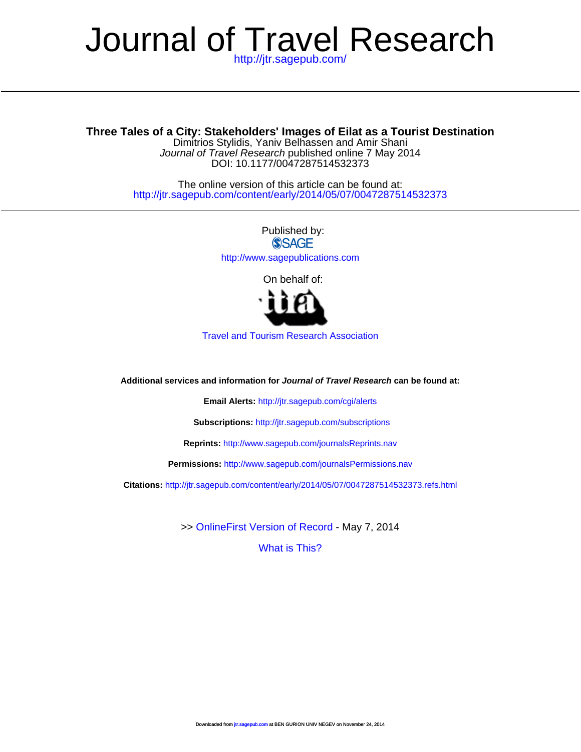# Journal of Travel Research

http://jtr.sagepub.com/

## Three Tales of a City: Stakeholders' Images of Eilat as a Tourist Destination

Dimitrios Stylidis, Yaniv Belhassen and Amir Shani

*Journal of Travel Research* published online 7 May 2014

DOI: 10.1177/0047287514532373

The online version of this article can be found at:

http://jtr.sagepub.com/content/early/2014/05/07/0047287514532373

Published by:

SAGE

http://www.sagepublications.com

On behalf of:

Travel and Tourism Research Association

**Additional services and information for *Journal of Travel Research* can be found at:**

**Email Alerts:** http://jtr.sagepub.com/cgi/alerts

**Subscriptions:** http://jtr.sagepub.com/subscriptions

**Reprints:** http://www.sagepub.com/journalsReprints.nav

**Permissions:** http://www.sagepub.com/journalsPermissions.nav

**Citations:** http://jtr.sagepub.com/content/early/2014/05/07/0047287514532373.refs.html

>> OnlineFirst Version of Record - May 7, 2014

What is This?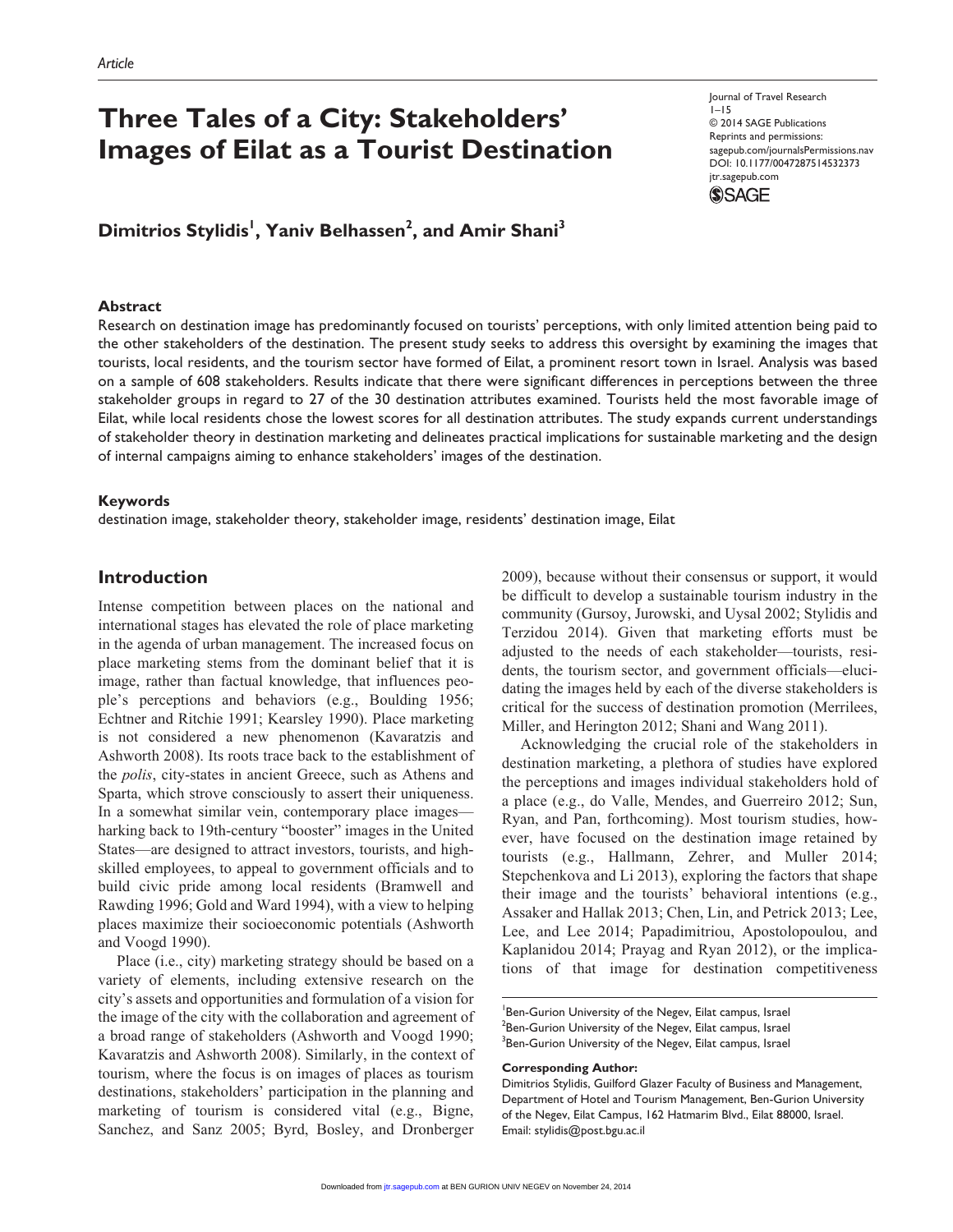Article

# Three Tales of a City: Stakeholders' Images of Eilat as a Tourist Destination

Journal of Travel Research
1–15
© 2014 SAGE Publications
Reprints and permissions:
sagepub.com/journalsPermissions.nav
DOI: 10.1177/0047287514532373
jtr.sagepub.com

**Dimitrios Stylidis[1], Yaniv Belhassen[2], and Amir Shani[3]**

## Abstract

Research on destination image has predominantly focused on tourists' perceptions, with only limited attention being paid to the other stakeholders of the destination. The present study seeks to address this oversight by examining the images that tourists, local residents, and the tourism sector have formed of Eilat, a prominent resort town in Israel. Analysis was based on a sample of 608 stakeholders. Results indicate that there were significant differences in perceptions between the three stakeholder groups in regard to 27 of the 30 destination attributes examined. Tourists held the most favorable image of Eilat, while local residents chose the lowest scores for all destination attributes. The study expands current understandings of stakeholder theory in destination marketing and delineates practical implications for sustainable marketing and the design of internal campaigns aiming to enhance stakeholders' images of the destination.

## Keywords

destination image, stakeholder theory, stakeholder image, residents' destination image, Eilat

## Introduction

Intense competition between places on the national and international stages has elevated the role of place marketing in the agenda of urban management. The increased focus on place marketing stems from the dominant belief that it is image, rather than factual knowledge, that influences people's perceptions and behaviors (e.g., Boulding 1956; Echtner and Ritchie 1991; Kearsley 1990). Place marketing is not considered a new phenomenon (Kavaratzis and Ashworth 2008). Its roots trace back to the establishment of the *polis*, city-states in ancient Greece, such as Athens and Sparta, which strove consciously to assert their uniqueness. In a somewhat similar vein, contemporary place images—harking back to 19th-century "booster" images in the United States—are designed to attract investors, tourists, and high-skilled employees, to appeal to government officials and to build civic pride among local residents (Bramwell and Rawding 1996; Gold and Ward 1994), with a view to helping places maximize their socioeconomic potentials (Ashworth and Voogd 1990).

Place (i.e., city) marketing strategy should be based on a variety of elements, including extensive research on the city's assets and opportunities and formulation of a vision for the image of the city with the collaboration and agreement of a broad range of stakeholders (Ashworth and Voogd 1990; Kavaratzis and Ashworth 2008). Similarly, in the context of tourism, where the focus is on images of places as tourism destinations, stakeholders' participation in the planning and marketing of tourism is considered vital (e.g., Bigne, Sanchez, and Sanz 2005; Byrd, Bosley, and Dronberger 2009), because without their consensus or support, it would be difficult to develop a sustainable tourism industry in the community (Gursoy, Jurowski, and Uysal 2002; Stylidis and Terzidou 2014). Given that marketing efforts must be adjusted to the needs of each stakeholder—tourists, residents, the tourism sector, and government officials—elucidating the images held by each of the diverse stakeholders is critical for the success of destination promotion (Merrilees, Miller, and Herington 2012; Shani and Wang 2011).

Acknowledging the crucial role of the stakeholders in destination marketing, a plethora of studies have explored the perceptions and images individual stakeholders hold of a place (e.g., do Valle, Mendes, and Guerreiro 2012; Sun, Ryan, and Pan, forthcoming). Most tourism studies, however, have focused on the destination image retained by tourists (e.g., Hallmann, Zehrer, and Muller 2014; Stepchenkova and Li 2013), exploring the factors that shape their image and the tourists' behavioral intentions (e.g., Assaker and Hallak 2013; Chen, Lin, and Petrick 2013; Lee, Lee, and Lee 2014; Papadimitriou, Apostolopoulou, and Kaplanidou 2014; Prayag and Ryan 2012), or the implications of that image for destination competitiveness

[1]Ben-Gurion University of the Negev, Eilat campus, Israel
[2]Ben-Gurion University of the Negev, Eilat campus, Israel
[3]Ben-Gurion University of the Negev, Eilat campus, Israel

**Corresponding Author:**
Dimitrios Stylidis, Guilford Glazer Faculty of Business and Management, Department of Hotel and Tourism Management, Ben-Gurion University of the Negev, Eilat Campus, 162 Hatmarim Blvd., Eilat 88000, Israel.
Email: stylidis@post.bgu.ac.il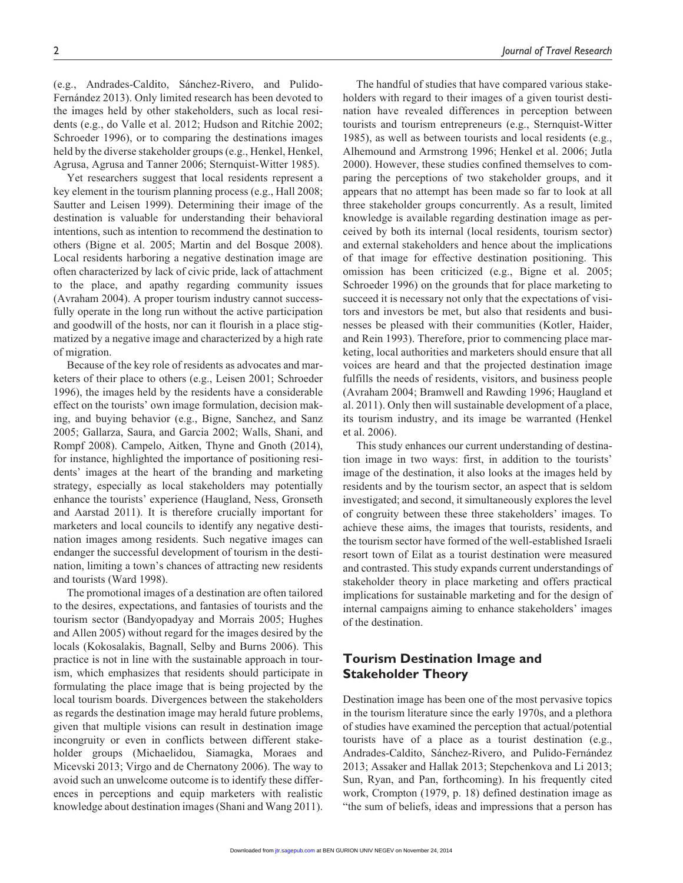(e.g., Andrades-Caldito, Sánchez-Rivero, and Pulido-Fernández 2013). Only limited research has been devoted to the images held by other stakeholders, such as local residents (e.g., do Valle et al. 2012; Hudson and Ritchie 2002; Schroeder 1996), or to comparing the destinations images held by the diverse stakeholder groups (e.g., Henkel, Henkel, Agrusa, Agrusa and Tanner 2006; Sternquist-Witter 1985).

Yet researchers suggest that local residents represent a key element in the tourism planning process (e.g., Hall 2008; Sautter and Leisen 1999). Determining their image of the destination is valuable for understanding their behavioral intentions, such as intention to recommend the destination to others (Bigne et al. 2005; Martin and del Bosque 2008). Local residents harboring a negative destination image are often characterized by lack of civic pride, lack of attachment to the place, and apathy regarding community issues (Avraham 2004). A proper tourism industry cannot successfully operate in the long run without the active participation and goodwill of the hosts, nor can it flourish in a place stigmatized by a negative image and characterized by a high rate of migration.

Because of the key role of residents as advocates and marketers of their place to others (e.g., Leisen 2001; Schroeder 1996), the images held by the residents have a considerable effect on the tourists' own image formulation, decision making, and buying behavior (e.g., Bigne, Sanchez, and Sanz 2005; Gallarza, Saura, and Garcia 2002; Walls, Shani, and Rompf 2008). Campelo, Aitken, Thyne and Gnoth (2014), for instance, highlighted the importance of positioning residents' images at the heart of the branding and marketing strategy, especially as local stakeholders may potentially enhance the tourists' experience (Haugland, Ness, Gronseth and Aarstad 2011). It is therefore crucially important for marketers and local councils to identify any negative destination images among residents. Such negative images can endanger the successful development of tourism in the destination, limiting a town's chances of attracting new residents and tourists (Ward 1998).

The promotional images of a destination are often tailored to the desires, expectations, and fantasies of tourists and the tourism sector (Bandyopadyay and Morrais 2005; Hughes and Allen 2005) without regard for the images desired by the locals (Kokosalakis, Bagnall, Selby and Burns 2006). This practice is not in line with the sustainable approach in tourism, which emphasizes that residents should participate in formulating the place image that is being projected by the local tourism boards. Divergences between the stakeholders as regards the destination image may herald future problems, given that multiple visions can result in destination image incongruity or even in conflicts between different stakeholder groups (Michaelidou, Siamagka, Moraes and Micevski 2013; Virgo and de Chernatony 2006). The way to avoid such an unwelcome outcome is to identify these differences in perceptions and equip marketers with realistic knowledge about destination images (Shani and Wang 2011).

The handful of studies that have compared various stakeholders with regard to their images of a given tourist destination have revealed differences in perception between tourists and tourism entrepreneurs (e.g., Sternquist-Witter 1985), as well as between tourists and local residents (e.g., Alhemound and Armstrong 1996; Henkel et al. 2006; Jutla 2000). However, these studies confined themselves to comparing the perceptions of two stakeholder groups, and it appears that no attempt has been made so far to look at all three stakeholder groups concurrently. As a result, limited knowledge is available regarding destination image as perceived by both its internal (local residents, tourism sector) and external stakeholders and hence about the implications of that image for effective destination positioning. This omission has been criticized (e.g., Bigne et al. 2005; Schroeder 1996) on the grounds that for place marketing to succeed it is necessary not only that the expectations of visitors and investors be met, but also that residents and businesses be pleased with their communities (Kotler, Haider, and Rein 1993). Therefore, prior to commencing place marketing, local authorities and marketers should ensure that all voices are heard and that the projected destination image fulfills the needs of residents, visitors, and business people (Avraham 2004; Bramwell and Rawding 1996; Haugland et al. 2011). Only then will sustainable development of a place, its tourism industry, and its image be warranted (Henkel et al. 2006).

This study enhances our current understanding of destination image in two ways: first, in addition to the tourists' image of the destination, it also looks at the images held by residents and by the tourism sector, an aspect that is seldom investigated; and second, it simultaneously explores the level of congruity between these three stakeholders' images. To achieve these aims, the images that tourists, residents, and the tourism sector have formed of the well-established Israeli resort town of Eilat as a tourist destination were measured and contrasted. This study expands current understandings of stakeholder theory in place marketing and offers practical implications for sustainable marketing and for the design of internal campaigns aiming to enhance stakeholders' images of the destination.

## Tourism Destination Image and Stakeholder Theory

Destination image has been one of the most pervasive topics in the tourism literature since the early 1970s, and a plethora of studies have examined the perception that actual/potential tourists have of a place as a tourist destination (e.g., Andrades-Caldito, Sánchez-Rivero, and Pulido-Fernández 2013; Assaker and Hallak 2013; Stepchenkova and Li 2013; Sun, Ryan, and Pan, forthcoming). In his frequently cited work, Crompton (1979, p. 18) defined destination image as "the sum of beliefs, ideas and impressions that a person has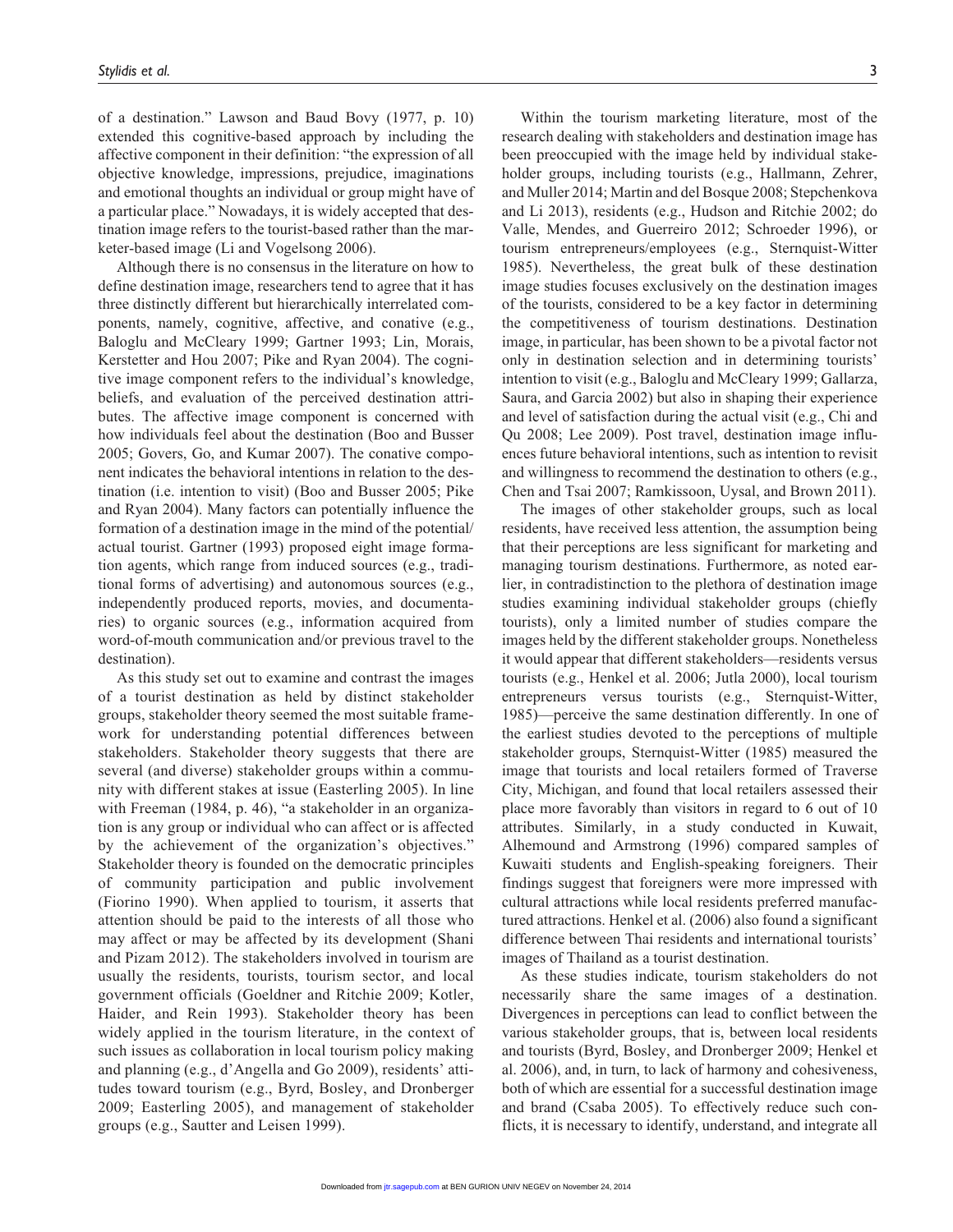of a destination." Lawson and Baud Bovy (1977, p. 10) extended this cognitive-based approach by including the affective component in their definition: "the expression of all objective knowledge, impressions, prejudice, imaginations and emotional thoughts an individual or group might have of a particular place." Nowadays, it is widely accepted that destination image refers to the tourist-based rather than the marketer-based image (Li and Vogelsong 2006).

Although there is no consensus in the literature on how to define destination image, researchers tend to agree that it has three distinctly different but hierarchically interrelated components, namely, cognitive, affective, and conative (e.g., Baloglu and McCleary 1999; Gartner 1993; Lin, Morais, Kerstetter and Hou 2007; Pike and Ryan 2004). The cognitive image component refers to the individual's knowledge, beliefs, and evaluation of the perceived destination attributes. The affective image component is concerned with how individuals feel about the destination (Boo and Busser 2005; Govers, Go, and Kumar 2007). The conative component indicates the behavioral intentions in relation to the destination (i.e. intention to visit) (Boo and Busser 2005; Pike and Ryan 2004). Many factors can potentially influence the formation of a destination image in the mind of the potential/actual tourist. Gartner (1993) proposed eight image formation agents, which range from induced sources (e.g., traditional forms of advertising) and autonomous sources (e.g., independently produced reports, movies, and documentaries) to organic sources (e.g., information acquired from word-of-mouth communication and/or previous travel to the destination).

As this study set out to examine and contrast the images of a tourist destination as held by distinct stakeholder groups, stakeholder theory seemed the most suitable framework for understanding potential differences between stakeholders. Stakeholder theory suggests that there are several (and diverse) stakeholder groups within a community with different stakes at issue (Easterling 2005). In line with Freeman (1984, p. 46), "a stakeholder in an organization is any group or individual who can affect or is affected by the achievement of the organization's objectives." Stakeholder theory is founded on the democratic principles of community participation and public involvement (Fiorino 1990). When applied to tourism, it asserts that attention should be paid to the interests of all those who may affect or may be affected by its development (Shani and Pizam 2012). The stakeholders involved in tourism are usually the residents, tourists, tourism sector, and local government officials (Goeldner and Ritchie 2009; Kotler, Haider, and Rein 1993). Stakeholder theory has been widely applied in the tourism literature, in the context of such issues as collaboration in local tourism policy making and planning (e.g., d'Angella and Go 2009), residents' attitudes toward tourism (e.g., Byrd, Bosley, and Dronberger 2009; Easterling 2005), and management of stakeholder groups (e.g., Sautter and Leisen 1999).

Within the tourism marketing literature, most of the research dealing with stakeholders and destination image has been preoccupied with the image held by individual stakeholder groups, including tourists (e.g., Hallmann, Zehrer, and Muller 2014; Martin and del Bosque 2008; Stepchenkova and Li 2013), residents (e.g., Hudson and Ritchie 2002; do Valle, Mendes, and Guerreiro 2012; Schroeder 1996), or tourism entrepreneurs/employees (e.g., Sternquist-Witter 1985). Nevertheless, the great bulk of these destination image studies focuses exclusively on the destination images of the tourists, considered to be a key factor in determining the competitiveness of tourism destinations. Destination image, in particular, has been shown to be a pivotal factor not only in destination selection and in determining tourists' intention to visit (e.g., Baloglu and McCleary 1999; Gallarza, Saura, and Garcia 2002) but also in shaping their experience and level of satisfaction during the actual visit (e.g., Chi and Qu 2008; Lee 2009). Post travel, destination image influences future behavioral intentions, such as intention to revisit and willingness to recommend the destination to others (e.g., Chen and Tsai 2007; Ramkissoon, Uysal, and Brown 2011).

The images of other stakeholder groups, such as local residents, have received less attention, the assumption being that their perceptions are less significant for marketing and managing tourism destinations. Furthermore, as noted earlier, in contradistinction to the plethora of destination image studies examining individual stakeholder groups (chiefly tourists), only a limited number of studies compare the images held by the different stakeholder groups. Nonetheless it would appear that different stakeholders—residents versus tourists (e.g., Henkel et al. 2006; Jutla 2000), local tourism entrepreneurs versus tourists (e.g., Sternquist-Witter, 1985)—perceive the same destination differently. In one of the earliest studies devoted to the perceptions of multiple stakeholder groups, Sternquist-Witter (1985) measured the image that tourists and local retailers formed of Traverse City, Michigan, and found that local retailers assessed their place more favorably than visitors in regard to 6 out of 10 attributes. Similarly, in a study conducted in Kuwait, Alhemound and Armstrong (1996) compared samples of Kuwaiti students and English-speaking foreigners. Their findings suggest that foreigners were more impressed with cultural attractions while local residents preferred manufactured attractions. Henkel et al. (2006) also found a significant difference between Thai residents and international tourists' images of Thailand as a tourist destination.

As these studies indicate, tourism stakeholders do not necessarily share the same images of a destination. Divergences in perceptions can lead to conflict between the various stakeholder groups, that is, between local residents and tourists (Byrd, Bosley, and Dronberger 2009; Henkel et al. 2006), and, in turn, to lack of harmony and cohesiveness, both of which are essential for a successful destination image and brand (Csaba 2005). To effectively reduce such conflicts, it is necessary to identify, understand, and integrate all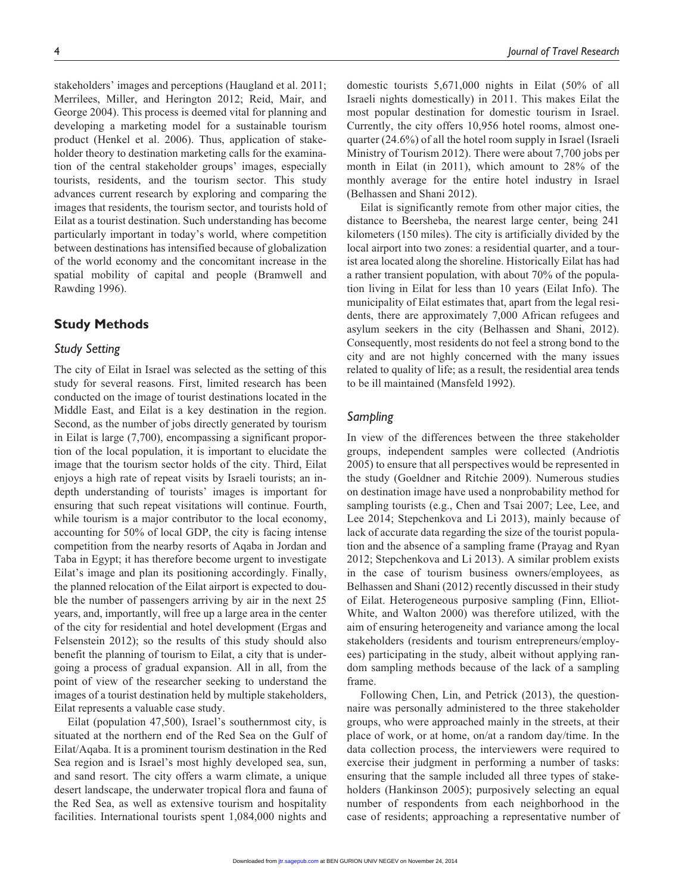stakeholders' images and perceptions (Haugland et al. 2011; Merrilees, Miller, and Herington 2012; Reid, Mair, and George 2004). This process is deemed vital for planning and developing a marketing model for a sustainable tourism product (Henkel et al. 2006). Thus, application of stakeholder theory to destination marketing calls for the examination of the central stakeholder groups' images, especially tourists, residents, and the tourism sector. This study advances current research by exploring and comparing the images that residents, the tourism sector, and tourists hold of Eilat as a tourist destination. Such understanding has become particularly important in today's world, where competition between destinations has intensified because of globalization of the world economy and the concomitant increase in the spatial mobility of capital and people (Bramwell and Rawding 1996).

## Study Methods

### *Study Setting*

The city of Eilat in Israel was selected as the setting of this study for several reasons. First, limited research has been conducted on the image of tourist destinations located in the Middle East, and Eilat is a key destination in the region. Second, as the number of jobs directly generated by tourism in Eilat is large (7,700), encompassing a significant proportion of the local population, it is important to elucidate the image that the tourism sector holds of the city. Third, Eilat enjoys a high rate of repeat visits by Israeli tourists; an in-depth understanding of tourists' images is important for ensuring that such repeat visitations will continue. Fourth, while tourism is a major contributor to the local economy, accounting for 50% of local GDP, the city is facing intense competition from the nearby resorts of Aqaba in Jordan and Taba in Egypt; it has therefore become urgent to investigate Eilat's image and plan its positioning accordingly. Finally, the planned relocation of the Eilat airport is expected to double the number of passengers arriving by air in the next 25 years, and, importantly, will free up a large area in the center of the city for residential and hotel development (Ergas and Felsenstein 2012); so the results of this study should also benefit the planning of tourism to Eilat, a city that is undergoing a process of gradual expansion. All in all, from the point of view of the researcher seeking to understand the images of a tourist destination held by multiple stakeholders, Eilat represents a valuable case study.

Eilat (population 47,500), Israel's southernmost city, is situated at the northern end of the Red Sea on the Gulf of Eilat/Aqaba. It is a prominent tourism destination in the Red Sea region and is Israel's most highly developed sea, sun, and sand resort. The city offers a warm climate, a unique desert landscape, the underwater tropical flora and fauna of the Red Sea, as well as extensive tourism and hospitality facilities. International tourists spent 1,084,000 nights and domestic tourists 5,671,000 nights in Eilat (50% of all Israeli nights domestically) in 2011. This makes Eilat the most popular destination for domestic tourism in Israel. Currently, the city offers 10,956 hotel rooms, almost one-quarter (24.6%) of all the hotel room supply in Israel (Israeli Ministry of Tourism 2012). There were about 7,700 jobs per month in Eilat (in 2011), which amount to 28% of the monthly average for the entire hotel industry in Israel (Belhassen and Shani 2012).

Eilat is significantly remote from other major cities, the distance to Beersheba, the nearest large center, being 241 kilometers (150 miles). The city is artificially divided by the local airport into two zones: a residential quarter, and a tourist area located along the shoreline. Historically Eilat has had a rather transient population, with about 70% of the population living in Eilat for less than 10 years (Eilat Info). The municipality of Eilat estimates that, apart from the legal residents, there are approximately 7,000 African refugees and asylum seekers in the city (Belhassen and Shani, 2012). Consequently, most residents do not feel a strong bond to the city and are not highly concerned with the many issues related to quality of life; as a result, the residential area tends to be ill maintained (Mansfeld 1992).

### *Sampling*

In view of the differences between the three stakeholder groups, independent samples were collected (Andriotis 2005) to ensure that all perspectives would be represented in the study (Goeldner and Ritchie 2009). Numerous studies on destination image have used a nonprobability method for sampling tourists (e.g., Chen and Tsai 2007; Lee, Lee, and Lee 2014; Stepchenkova and Li 2013), mainly because of lack of accurate data regarding the size of the tourist population and the absence of a sampling frame (Prayag and Ryan 2012; Stepchenkova and Li 2013). A similar problem exists in the case of tourism business owners/employees, as Belhassen and Shani (2012) recently discussed in their study of Eilat. Heterogeneous purposive sampling (Finn, Elliot-White, and Walton 2000) was therefore utilized, with the aim of ensuring heterogeneity and variance among the local stakeholders (residents and tourism entrepreneurs/employees) participating in the study, albeit without applying random sampling methods because of the lack of a sampling frame.

Following Chen, Lin, and Petrick (2013), the questionnaire was personally administered to the three stakeholder groups, who were approached mainly in the streets, at their place of work, or at home, on/at a random day/time. In the data collection process, the interviewers were required to exercise their judgment in performing a number of tasks: ensuring that the sample included all three types of stakeholders (Hankinson 2005); purposively selecting an equal number of respondents from each neighborhood in the case of residents; approaching a representative number of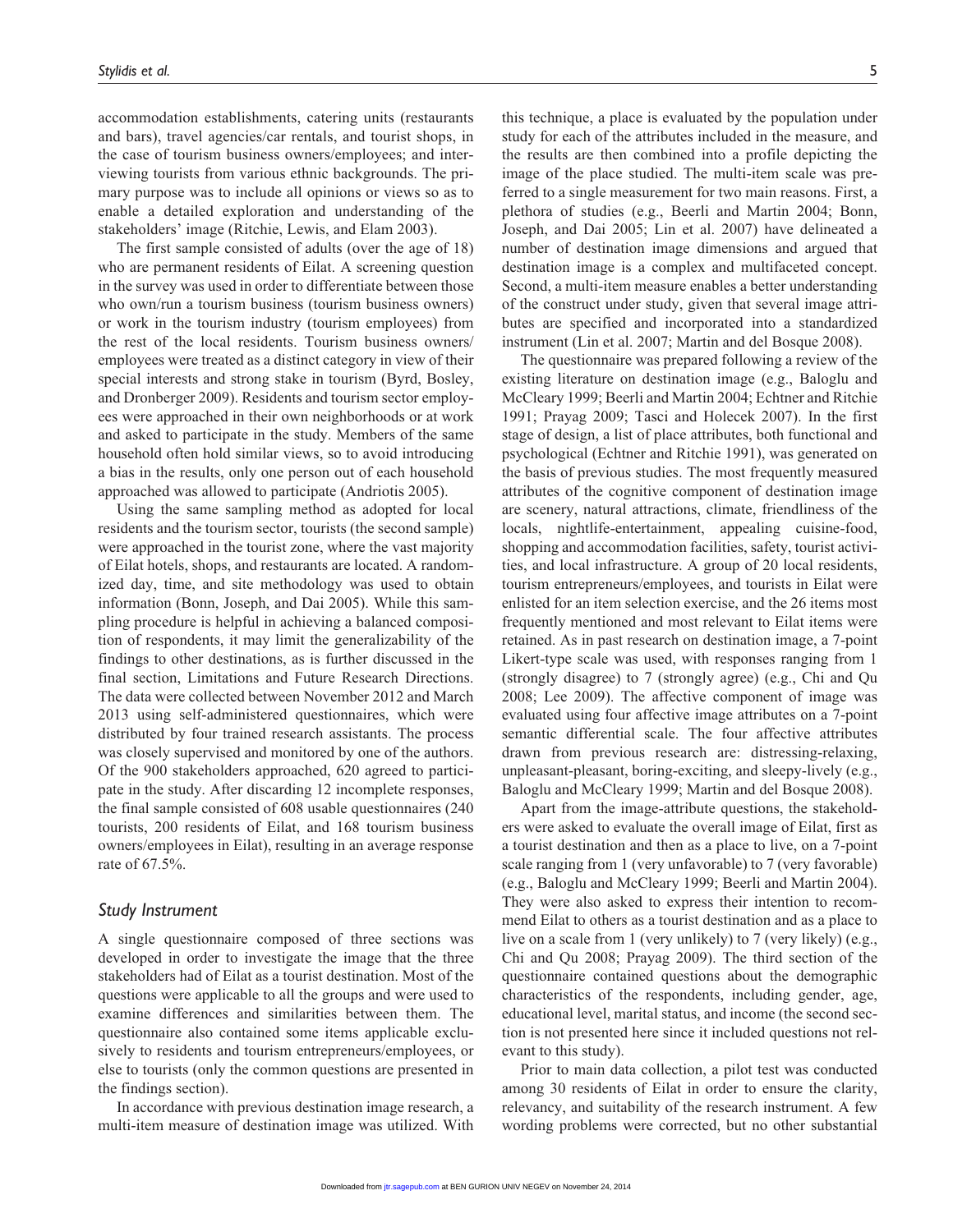accommodation establishments, catering units (restaurants and bars), travel agencies/car rentals, and tourist shops, in the case of tourism business owners/employees; and interviewing tourists from various ethnic backgrounds. The primary purpose was to include all opinions or views so as to enable a detailed exploration and understanding of the stakeholders' image (Ritchie, Lewis, and Elam 2003).

The first sample consisted of adults (over the age of 18) who are permanent residents of Eilat. A screening question in the survey was used in order to differentiate between those who own/run a tourism business (tourism business owners) or work in the tourism industry (tourism employees) from the rest of the local residents. Tourism business owners/employees were treated as a distinct category in view of their special interests and strong stake in tourism (Byrd, Bosley, and Dronberger 2009). Residents and tourism sector employees were approached in their own neighborhoods or at work and asked to participate in the study. Members of the same household often hold similar views, so to avoid introducing a bias in the results, only one person out of each household approached was allowed to participate (Andriotis 2005).

Using the same sampling method as adopted for local residents and the tourism sector, tourists (the second sample) were approached in the tourist zone, where the vast majority of Eilat hotels, shops, and restaurants are located. A randomized day, time, and site methodology was used to obtain information (Bonn, Joseph, and Dai 2005). While this sampling procedure is helpful in achieving a balanced composition of respondents, it may limit the generalizability of the findings to other destinations, as is further discussed in the final section, Limitations and Future Research Directions. The data were collected between November 2012 and March 2013 using self-administered questionnaires, which were distributed by four trained research assistants. The process was closely supervised and monitored by one of the authors. Of the 900 stakeholders approached, 620 agreed to participate in the study. After discarding 12 incomplete responses, the final sample consisted of 608 usable questionnaires (240 tourists, 200 residents of Eilat, and 168 tourism business owners/employees in Eilat), resulting in an average response rate of 67.5%.

### *Study Instrument*

A single questionnaire composed of three sections was developed in order to investigate the image that the three stakeholders had of Eilat as a tourist destination. Most of the questions were applicable to all the groups and were used to examine differences and similarities between them. The questionnaire also contained some items applicable exclusively to residents and tourism entrepreneurs/employees, or else to tourists (only the common questions are presented in the findings section).

In accordance with previous destination image research, a multi-item measure of destination image was utilized. With this technique, a place is evaluated by the population under study for each of the attributes included in the measure, and the results are then combined into a profile depicting the image of the place studied. The multi-item scale was preferred to a single measurement for two main reasons. First, a plethora of studies (e.g., Beerli and Martin 2004; Bonn, Joseph, and Dai 2005; Lin et al. 2007) have delineated a number of destination image dimensions and argued that destination image is a complex and multifaceted concept. Second, a multi-item measure enables a better understanding of the construct under study, given that several image attributes are specified and incorporated into a standardized instrument (Lin et al. 2007; Martin and del Bosque 2008).

The questionnaire was prepared following a review of the existing literature on destination image (e.g., Baloglu and McCleary 1999; Beerli and Martin 2004; Echtner and Ritchie 1991; Prayag 2009; Tasci and Holecek 2007). In the first stage of design, a list of place attributes, both functional and psychological (Echtner and Ritchie 1991), was generated on the basis of previous studies. The most frequently measured attributes of the cognitive component of destination image are scenery, natural attractions, climate, friendliness of the locals, nightlife-entertainment, appealing cuisine-food, shopping and accommodation facilities, safety, tourist activities, and local infrastructure. A group of 20 local residents, tourism entrepreneurs/employees, and tourists in Eilat were enlisted for an item selection exercise, and the 26 items most frequently mentioned and most relevant to Eilat items were retained. As in past research on destination image, a 7-point Likert-type scale was used, with responses ranging from 1 (strongly disagree) to 7 (strongly agree) (e.g., Chi and Qu 2008; Lee 2009). The affective component of image was evaluated using four affective image attributes on a 7-point semantic differential scale. The four affective attributes drawn from previous research are: distressing-relaxing, unpleasant-pleasant, boring-exciting, and sleepy-lively (e.g., Baloglu and McCleary 1999; Martin and del Bosque 2008).

Apart from the image-attribute questions, the stakeholders were asked to evaluate the overall image of Eilat, first as a tourist destination and then as a place to live, on a 7-point scale ranging from 1 (very unfavorable) to 7 (very favorable) (e.g., Baloglu and McCleary 1999; Beerli and Martin 2004). They were also asked to express their intention to recommend Eilat to others as a tourist destination and as a place to live on a scale from 1 (very unlikely) to 7 (very likely) (e.g., Chi and Qu 2008; Prayag 2009). The third section of the questionnaire contained questions about the demographic characteristics of the respondents, including gender, age, educational level, marital status, and income (the second section is not presented here since it included questions not relevant to this study).

Prior to main data collection, a pilot test was conducted among 30 residents of Eilat in order to ensure the clarity, relevancy, and suitability of the research instrument. A few wording problems were corrected, but no other substantial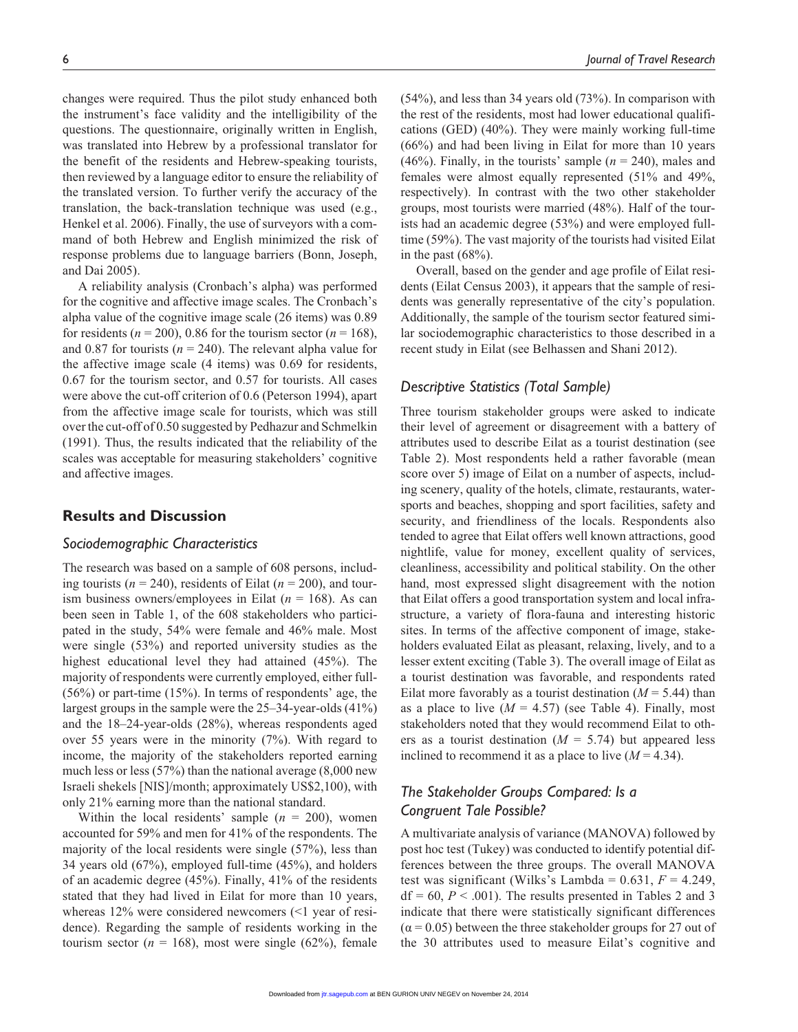changes were required. Thus the pilot study enhanced both the instrument's face validity and the intelligibility of the questions. The questionnaire, originally written in English, was translated into Hebrew by a professional translator for the benefit of the residents and Hebrew-speaking tourists, then reviewed by a language editor to ensure the reliability of the translated version. To further verify the accuracy of the translation, the back-translation technique was used (e.g., Henkel et al. 2006). Finally, the use of surveyors with a command of both Hebrew and English minimized the risk of response problems due to language barriers (Bonn, Joseph, and Dai 2005).

A reliability analysis (Cronbach's alpha) was performed for the cognitive and affective image scales. The Cronbach's alpha value of the cognitive image scale (26 items) was 0.89 for residents ($n = 200$), 0.86 for the tourism sector ($n = 168$), and 0.87 for tourists ($n = 240$). The relevant alpha value for the affective image scale (4 items) was 0.69 for residents, 0.67 for the tourism sector, and 0.57 for tourists. All cases were above the cut-off criterion of 0.6 (Peterson 1994), apart from the affective image scale for tourists, which was still over the cut-off of 0.50 suggested by Pedhazur and Schmelkin (1991). Thus, the results indicated that the reliability of the scales was acceptable for measuring stakeholders' cognitive and affective images.

## Results and Discussion

### *Sociodemographic Characteristics*

The research was based on a sample of 608 persons, including tourists ($n = 240$), residents of Eilat ($n = 200$), and tourism business owners/employees in Eilat ($n = 168$). As can been seen in Table 1, of the 608 stakeholders who participated in the study, 54% were female and 46% male. Most were single (53%) and reported university studies as the highest educational level they had attained (45%). The majority of respondents were currently employed, either full- (56%) or part-time (15%). In terms of respondents' age, the largest groups in the sample were the 25–34-year-olds (41%) and the 18–24-year-olds (28%), whereas respondents aged over 55 years were in the minority (7%). With regard to income, the majority of the stakeholders reported earning much less or less (57%) than the national average (8,000 new Israeli shekels [NIS]/month; approximately US$2,100), with only 21% earning more than the national standard.

Within the local residents' sample ($n = 200$), women accounted for 59% and men for 41% of the respondents. The majority of the local residents were single (57%), less than 34 years old (67%), employed full-time (45%), and holders of an academic degree (45%). Finally, 41% of the residents stated that they had lived in Eilat for more than 10 years, whereas 12% were considered newcomers (<1 year of residence). Regarding the sample of residents working in the tourism sector ($n = 168$), most were single (62%), female (54%), and less than 34 years old (73%). In comparison with the rest of the residents, most had lower educational qualifications (GED) (40%). They were mainly working full-time (66%) and had been living in Eilat for more than 10 years (46%). Finally, in the tourists' sample ($n = 240$), males and females were almost equally represented (51% and 49%, respectively). In contrast with the two other stakeholder groups, most tourists were married (48%). Half of the tourists had an academic degree (53%) and were employed full-time (59%). The vast majority of the tourists had visited Eilat in the past (68%).

Overall, based on the gender and age profile of Eilat residents (Eilat Census 2003), it appears that the sample of residents was generally representative of the city's population. Additionally, the sample of the tourism sector featured similar sociodemographic characteristics to those described in a recent study in Eilat (see Belhassen and Shani 2012).

### *Descriptive Statistics (Total Sample)*

Three tourism stakeholder groups were asked to indicate their level of agreement or disagreement with a battery of attributes used to describe Eilat as a tourist destination (see Table 2). Most respondents held a rather favorable (mean score over 5) image of Eilat on a number of aspects, including scenery, quality of the hotels, climate, restaurants, watersports and beaches, shopping and sport facilities, safety and security, and friendliness of the locals. Respondents also tended to agree that Eilat offers well known attractions, good nightlife, value for money, excellent quality of services, cleanliness, accessibility and political stability. On the other hand, most expressed slight disagreement with the notion that Eilat offers a good transportation system and local infrastructure, a variety of flora-fauna and interesting historic sites. In terms of the affective component of image, stakeholders evaluated Eilat as pleasant, relaxing, lively, and to a lesser extent exciting (Table 3). The overall image of Eilat as a tourist destination was favorable, and respondents rated Eilat more favorably as a tourist destination ($M = 5.44$) than as a place to live ($M = 4.57$) (see Table 4). Finally, most stakeholders noted that they would recommend Eilat to others as a tourist destination ($M = 5.74$) but appeared less inclined to recommend it as a place to live ($M = 4.34$).

### *The Stakeholder Groups Compared: Is a Congruent Tale Possible?*

A multivariate analysis of variance (MANOVA) followed by post hoc test (Tukey) was conducted to identify potential differences between the three groups. The overall MANOVA test was significant (Wilks's Lambda = 0.631, $F = 4.249$, $df = 60$, $P < .001$). The results presented in Tables 2 and 3 indicate that there were statistically significant differences ($\alpha = 0.05$) between the three stakeholder groups for 27 out of the 30 attributes used to measure Eilat's cognitive and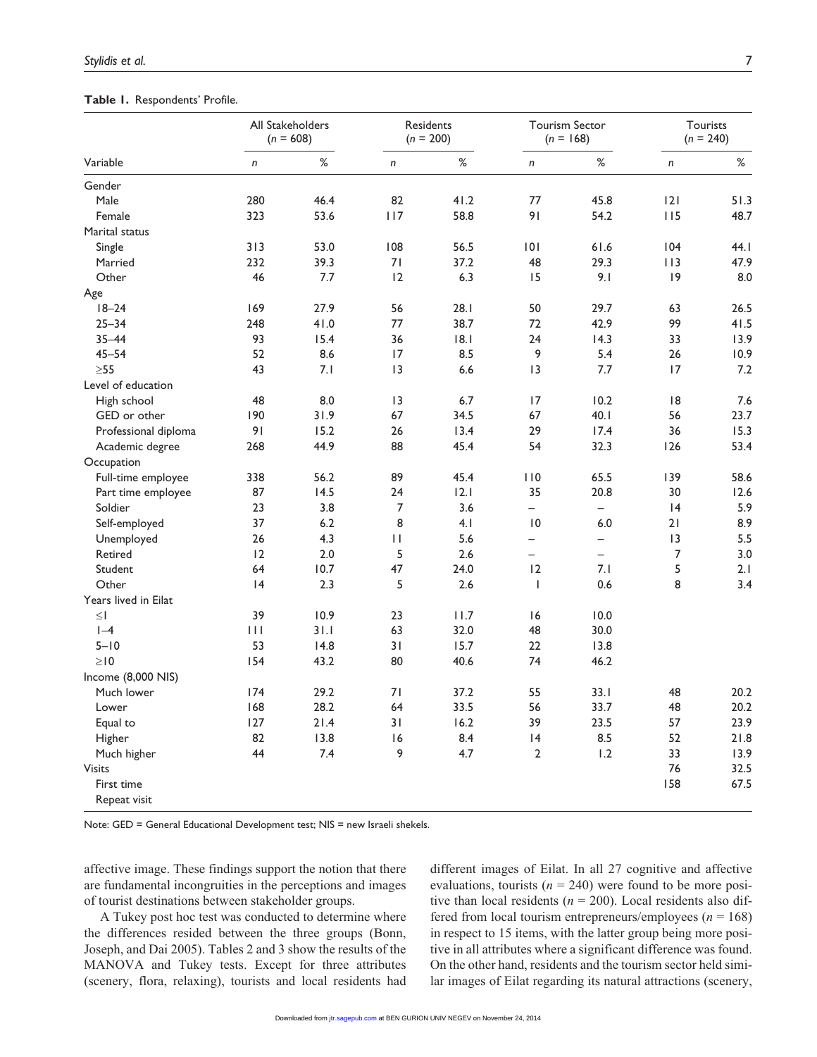**Table 1.** Respondents' Profile.

| Variable | All Stakeholders ($n$ = 608) | | Residents ($n$ = 200) | | Tourism Sector ($n$ = 168) | | Tourists ($n$ = 240) | |
|---|---|---|---|---|---|---|---|---|
| | $n$ | % | $n$ | % | $n$ | % | $n$ | % |
| Gender | | | | | | | | |
| Male | 280 | 46.4 | 82 | 41.2 | 77 | 45.8 | 121 | 51.3 |
| Female | 323 | 53.6 | 117 | 58.8 | 91 | 54.2 | 115 | 48.7 |
| Marital status | | | | | | | | |
| Single | 313 | 53.0 | 108 | 56.5 | 101 | 61.6 | 104 | 44.1 |
| Married | 232 | 39.3 | 71 | 37.2 | 48 | 29.3 | 113 | 47.9 |
| Other | 46 | 7.7 | 12 | 6.3 | 15 | 9.1 | 19 | 8.0 |
| Age | | | | | | | | |
| 18–24 | 169 | 27.9 | 56 | 28.1 | 50 | 29.7 | 63 | 26.5 |
| 25–34 | 248 | 41.0 | 77 | 38.7 | 72 | 42.9 | 99 | 41.5 |
| 35–44 | 93 | 15.4 | 36 | 18.1 | 24 | 14.3 | 33 | 13.9 |
| 45–54 | 52 | 8.6 | 17 | 8.5 | 9 | 5.4 | 26 | 10.9 |
| ≥55 | 43 | 7.1 | 13 | 6.6 | 13 | 7.7 | 17 | 7.2 |
| Level of education | | | | | | | | |
| High school | 48 | 8.0 | 13 | 6.7 | 17 | 10.2 | 18 | 7.6 |
| GED or other | 190 | 31.9 | 67 | 34.5 | 67 | 40.1 | 56 | 23.7 |
| Professional diploma | 91 | 15.2 | 26 | 13.4 | 29 | 17.4 | 36 | 15.3 |
| Academic degree | 268 | 44.9 | 88 | 45.4 | 54 | 32.3 | 126 | 53.4 |
| Occupation | | | | | | | | |
| Full-time employee | 338 | 56.2 | 89 | 45.4 | 110 | 65.5 | 139 | 58.6 |
| Part time employee | 87 | 14.5 | 24 | 12.1 | 35 | 20.8 | 30 | 12.6 |
| Soldier | 23 | 3.8 | 7 | 3.6 | – | – | 14 | 5.9 |
| Self-employed | 37 | 6.2 | 8 | 4.1 | 10 | 6.0 | 21 | 8.9 |
| Unemployed | 26 | 4.3 | 11 | 5.6 | – | – | 13 | 5.5 |
| Retired | 12 | 2.0 | 5 | 2.6 | – | – | 7 | 3.0 |
| Student | 64 | 10.7 | 47 | 24.0 | 12 | 7.1 | 5 | 2.1 |
| Other | 14 | 2.3 | 5 | 2.6 | 1 | 0.6 | 8 | 3.4 |
| Years lived in Eilat | | | | | | | | |
| ≤1 | 39 | 10.9 | 23 | 11.7 | 16 | 10.0 | | |
| 1–4 | 111 | 31.1 | 63 | 32.0 | 48 | 30.0 | | |
| 5–10 | 53 | 14.8 | 31 | 15.7 | 22 | 13.8 | | |
| ≥10 | 154 | 43.2 | 80 | 40.6 | 74 | 46.2 | | |
| Income (8,000 NIS) | | | | | | | | |
| Much lower | 174 | 29.2 | 71 | 37.2 | 55 | 33.1 | 48 | 20.2 |
| Lower | 168 | 28.2 | 64 | 33.5 | 56 | 33.7 | 48 | 20.2 |
| Equal to | 127 | 21.4 | 31 | 16.2 | 39 | 23.5 | 57 | 23.9 |
| Higher | 82 | 13.8 | 16 | 8.4 | 14 | 8.5 | 52 | 21.8 |
| Much higher | 44 | 7.4 | 9 | 4.7 | 2 | 1.2 | 33 | 13.9 |
| Visits | | | | | | | 76 | 32.5 |
| First time | | | | | | | 158 | 67.5 |
| Repeat visit | | | | | | | | |

Note: GED = General Educational Development test; NIS = new Israeli shekels.

affective image. These findings support the notion that there are fundamental incongruities in the perceptions and images of tourist destinations between stakeholder groups.

A Tukey post hoc test was conducted to determine where the differences resided between the three groups (Bonn, Joseph, and Dai 2005). Tables 2 and 3 show the results of the MANOVA and Tukey tests. Except for three attributes (scenery, flora, relaxing), tourists and local residents had different images of Eilat. In all 27 cognitive and affective evaluations, tourists ($n$ = 240) were found to be more positive than local residents ($n$ = 200). Local residents also differed from local tourism entrepreneurs/employees ($n$ = 168) in respect to 15 items, with the latter group being more positive in all attributes where a significant difference was found. On the other hand, residents and the tourism sector held similar images of Eilat regarding its natural attractions (scenery,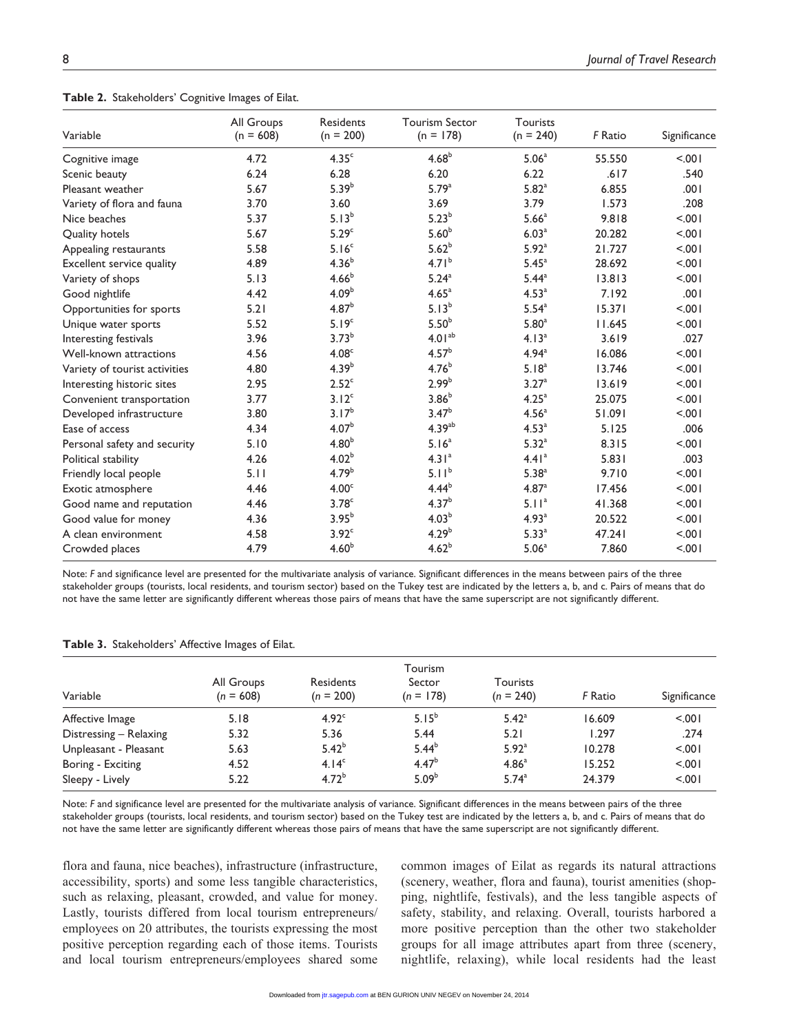**Table 2.** Stakeholders' Cognitive Images of Eilat.

| Variable | All Groups (n = 608) | Residents (n = 200) | Tourism Sector (n = 178) | Tourists (n = 240) | *F* Ratio | Significance |
|---|---|---|---|---|---|---|
| Cognitive image | 4.72 | 4.35[c] | 4.68[b] | 5.06[a] | 55.550 | <.001 |
| Scenic beauty | 6.24 | 6.28 | 6.20 | 6.22 | .617 | .540 |
| Pleasant weather | 5.67 | 5.39[b] | 5.79[a] | 5.82[a] | 6.855 | .001 |
| Variety of flora and fauna | 3.70 | 3.60 | 3.69 | 3.79 | 1.573 | .208 |
| Nice beaches | 5.37 | 5.13[b] | 5.23[b] | 5.66[a] | 9.818 | <.001 |
| Quality hotels | 5.67 | 5.29[c] | 5.60[b] | 6.03[a] | 20.282 | <.001 |
| Appealing restaurants | 5.58 | 5.16[c] | 5.62[b] | 5.92[a] | 21.727 | <.001 |
| Excellent service quality | 4.89 | 4.36[b] | 4.71[b] | 5.45[a] | 28.692 | <.001 |
| Variety of shops | 5.13 | 4.66[b] | 5.24[a] | 5.44[a] | 13.813 | <.001 |
| Good nightlife | 4.42 | 4.09[b] | 4.65[a] | 4.53[a] | 7.192 | .001 |
| Opportunities for sports | 5.21 | 4.87[b] | 5.13[b] | 5.54[a] | 15.371 | <.001 |
| Unique water sports | 5.52 | 5.19[c] | 5.50[b] | 5.80[a] | 11.645 | <.001 |
| Interesting festivals | 3.96 | 3.73[b] | 4.01[ab] | 4.13[a] | 3.619 | .027 |
| Well-known attractions | 4.56 | 4.08[c] | 4.57[b] | 4.94[a] | 16.086 | <.001 |
| Variety of tourist activities | 4.80 | 4.39[b] | 4.76[b] | 5.18[a] | 13.746 | <.001 |
| Interesting historic sites | 2.95 | 2.52[c] | 2.99[b] | 3.27[a] | 13.619 | <.001 |
| Convenient transportation | 3.77 | 3.12[c] | 3.86[b] | 4.25[a] | 25.075 | <.001 |
| Developed infrastructure | 3.80 | 3.17[b] | 3.47[b] | 4.56[a] | 51.091 | <.001 |
| Ease of access | 4.34 | 4.07[b] | 4.39[ab] | 4.53[a] | 5.125 | .006 |
| Personal safety and security | 5.10 | 4.80[b] | 5.16[a] | 5.32[a] | 8.315 | <.001 |
| Political stability | 4.26 | 4.02[b] | 4.31[a] | 4.41[a] | 5.831 | .003 |
| Friendly local people | 5.11 | 4.79[b] | 5.11[b] | 5.38[a] | 9.710 | <.001 |
| Exotic atmosphere | 4.46 | 4.00[c] | 4.44[b] | 4.87[a] | 17.456 | <.001 |
| Good name and reputation | 4.46 | 3.78[c] | 4.37[b] | 5.11[a] | 41.368 | <.001 |
| Good value for money | 4.36 | 3.95[b] | 4.03[b] | 4.93[a] | 20.522 | <.001 |
| A clean environment | 4.58 | 3.92[c] | 4.29[b] | 5.33[a] | 47.241 | <.001 |
| Crowded places | 4.79 | 4.60[b] | 4.62[b] | 5.06[a] | 7.860 | <.001 |

Note: *F* and significance level are presented for the multivariate analysis of variance. Significant differences in the means between pairs of the three stakeholder groups (tourists, local residents, and tourism sector) based on the Tukey test are indicated by the letters a, b, and c. Pairs of means that do not have the same letter are significantly different whereas those pairs of means that have the same superscript are not significantly different.

**Table 3.** Stakeholders' Affective Images of Eilat.

| Variable | All Groups (*n* = 608) | Residents (*n* = 200) | Tourism Sector (*n* = 178) | Tourists (*n* = 240) | *F* Ratio | Significance |
|---|---|---|---|---|---|---|
| Affective Image | 5.18 | 4.92[c] | 5.15[b] | 5.42[a] | 16.609 | <.001 |
| Distressing – Relaxing | 5.32 | 5.36 | 5.44 | 5.21 | 1.297 | .274 |
| Unpleasant - Pleasant | 5.63 | 5.42[b] | 5.44[b] | 5.92[a] | 10.278 | <.001 |
| Boring - Exciting | 4.52 | 4.14[c] | 4.47[b] | 4.86[a] | 15.252 | <.001 |
| Sleepy - Lively | 5.22 | 4.72[b] | 5.09[b] | 5.74[a] | 24.379 | <.001 |

Note: *F* and significance level are presented for the multivariate analysis of variance. Significant differences in the means between pairs of the three stakeholder groups (tourists, local residents, and tourism sector) based on the Tukey test are indicated by the letters a, b, and c. Pairs of means that do not have the same letter are significantly different whereas those pairs of means that have the same superscript are not significantly different.

flora and fauna, nice beaches), infrastructure (infrastructure, accessibility, sports) and some less tangible characteristics, such as relaxing, pleasant, crowded, and value for money. Lastly, tourists differed from local tourism entrepreneurs/employees on 20 attributes, the tourists expressing the most positive perception regarding each of those items. Tourists and local tourism entrepreneurs/employees shared some common images of Eilat as regards its natural attractions (scenery, weather, flora and fauna), tourist amenities (shopping, nightlife, festivals), and the less tangible aspects of safety, stability, and relaxing. Overall, tourists harbored a more positive perception than the other two stakeholder groups for all image attributes apart from three (scenery, nightlife, relaxing), while local residents had the least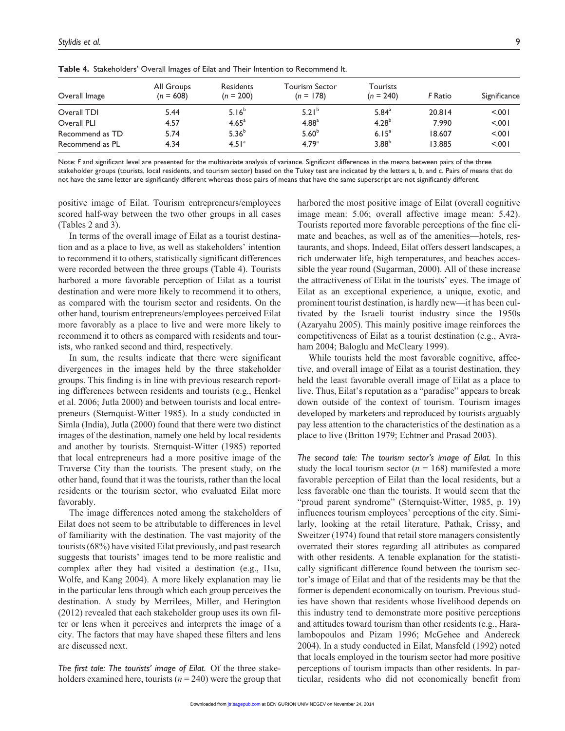**Table 4.** Stakeholders' Overall Images of Eilat and Their Intention to Recommend It.

| Overall Image | All Groups ($n$ = 608) | Residents ($n$ = 200) | Tourism Sector ($n$ = 178) | Tourists ($n$ = 240) | $F$ Ratio | Significance |
|---|---|---|---|---|---|---|
| Overall TDI | 5.44 | 5.16[b] | 5.21[b] | 5.84[a] | 20.814 | <.001 |
| Overall PLI | 4.57 | 4.65[a] | 4.88[a] | 4.28[b] | 7.990 | <.001 |
| Recommend as TD | 5.74 | 5.36[b] | 5.60[b] | 6.15[a] | 18.607 | <.001 |
| Recommend as PL | 4.34 | 4.51[a] | 4.79[a] | 3.88[b] | 13.885 | <.001 |

Note: $F$ and significant level are presented for the multivariate analysis of variance. Significant differences in the means between pairs of the three stakeholder groups (tourists, local residents, and tourism sector) based on the Tukey test are indicated by the letters a, b, and c. Pairs of means that do not have the same letter are significantly different whereas those pairs of means that have the same superscript are not significantly different.

positive image of Eilat. Tourism entrepreneurs/employees scored half-way between the two other groups in all cases (Tables 2 and 3).

In terms of the overall image of Eilat as a tourist destination and as a place to live, as well as stakeholders' intention to recommend it to others, statistically significant differences were recorded between the three groups (Table 4). Tourists harbored a more favorable perception of Eilat as a tourist destination and were more likely to recommend it to others, as compared with the tourism sector and residents. On the other hand, tourism entrepreneurs/employees perceived Eilat more favorably as a place to live and were more likely to recommend it to others as compared with residents and tourists, who ranked second and third, respectively.

In sum, the results indicate that there were significant divergences in the images held by the three stakeholder groups. This finding is in line with previous research reporting differences between residents and tourists (e.g., Henkel et al. 2006; Jutla 2000) and between tourists and local entrepreneurs (Sternquist-Witter 1985). In a study conducted in Simla (India), Jutla (2000) found that there were two distinct images of the destination, namely one held by local residents and another by tourists. Sternquist-Witter (1985) reported that local entrepreneurs had a more positive image of the Traverse City than the tourists. The present study, on the other hand, found that it was the tourists, rather than the local residents or the tourism sector, who evaluated Eilat more favorably.

The image differences noted among the stakeholders of Eilat does not seem to be attributable to differences in level of familiarity with the destination. The vast majority of the tourists (68%) have visited Eilat previously, and past research suggests that tourists' images tend to be more realistic and complex after they had visited a destination (e.g., Hsu, Wolfe, and Kang 2004). A more likely explanation may lie in the particular lens through which each group perceives the destination. A study by Merrilees, Miller, and Herington (2012) revealed that each stakeholder group uses its own filter or lens when it perceives and interprets the image of a city. The factors that may have shaped these filters and lens are discussed next.

*The first tale: The tourists' image of Eilat.* Of the three stakeholders examined here, tourists ($n$ = 240) were the group that harbored the most positive image of Eilat (overall cognitive image mean: 5.06; overall affective image mean: 5.42). Tourists reported more favorable perceptions of the fine climate and beaches, as well as of the amenities—hotels, restaurants, and shops. Indeed, Eilat offers dessert landscapes, a rich underwater life, high temperatures, and beaches accessible the year round (Sugarman, 2000). All of these increase the attractiveness of Eilat in the tourists' eyes. The image of Eilat as an exceptional experience, a unique, exotic, and prominent tourist destination, is hardly new—it has been cultivated by the Israeli tourist industry since the 1950s (Azaryahu 2005). This mainly positive image reinforces the competitiveness of Eilat as a tourist destination (e.g., Avraham 2004; Baloglu and McCleary 1999).

While tourists held the most favorable cognitive, affective, and overall image of Eilat as a tourist destination, they held the least favorable overall image of Eilat as a place to live. Thus, Eilat's reputation as a "paradise" appears to break down outside of the context of tourism. Tourism images developed by marketers and reproduced by tourists arguably pay less attention to the characteristics of the destination as a place to live (Britton 1979; Echtner and Prasad 2003).

*The second tale: The tourism sector's image of Eilat.* In this study the local tourism sector ($n$ = 168) manifested a more favorable perception of Eilat than the local residents, but a less favorable one than the tourists. It would seem that the "proud parent syndrome" (Sternquist-Witter, 1985, p. 19) influences tourism employees' perceptions of the city. Similarly, looking at the retail literature, Pathak, Crissy, and Sweitzer (1974) found that retail store managers consistently overrated their stores regarding all attributes as compared with other residents. A tenable explanation for the statistically significant difference found between the tourism sector's image of Eilat and that of the residents may be that the former is dependent economically on tourism. Previous studies have shown that residents whose livelihood depends on this industry tend to demonstrate more positive perceptions and attitudes toward tourism than other residents (e.g., Haralambopoulos and Pizam 1996; McGehee and Andereck 2004). In a study conducted in Eilat, Mansfeld (1992) noted that locals employed in the tourism sector had more positive perceptions of tourism impacts than other residents. In particular, residents who did not economically benefit from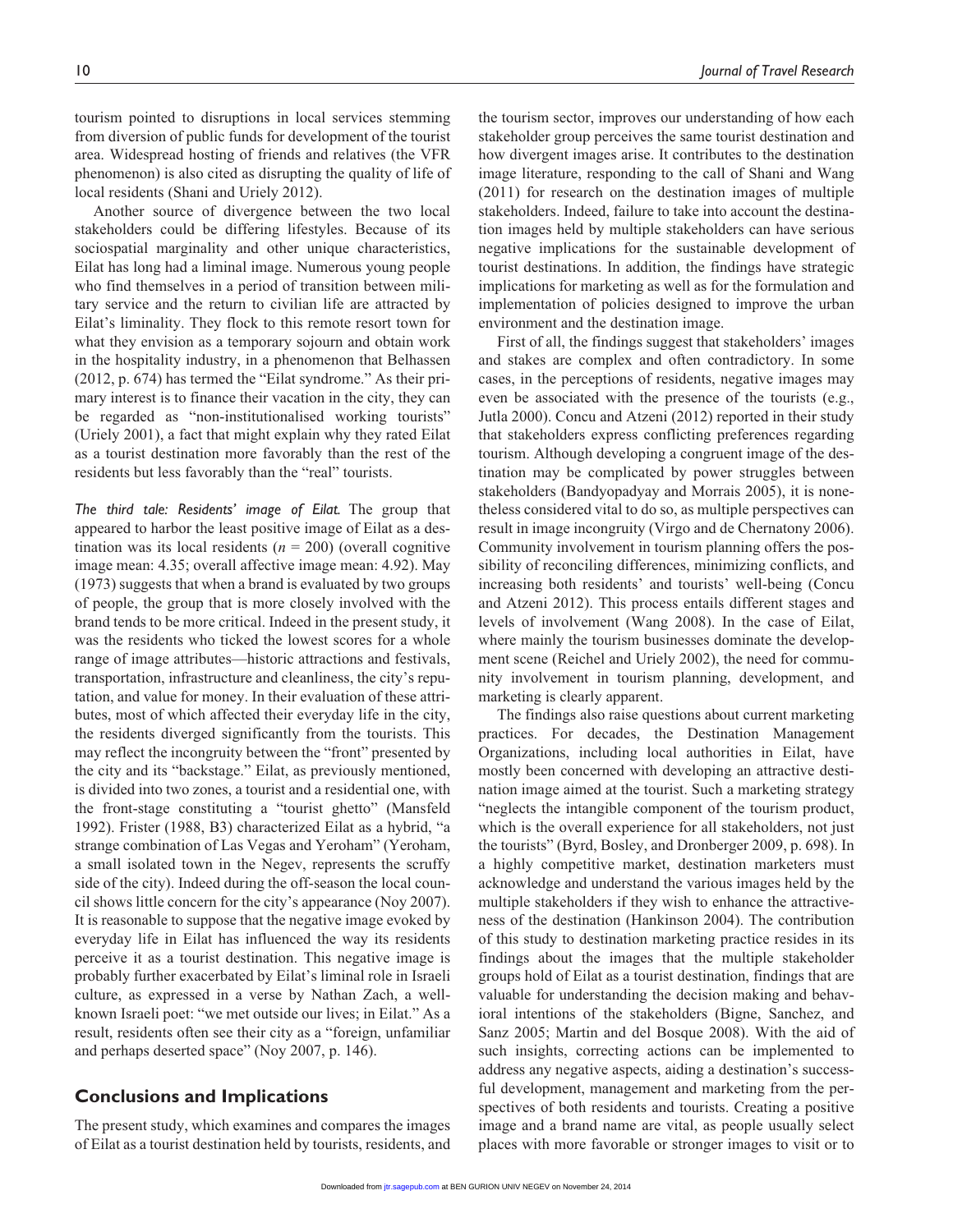tourism pointed to disruptions in local services stemming from diversion of public funds for development of the tourist area. Widespread hosting of friends and relatives (the VFR phenomenon) is also cited as disrupting the quality of life of local residents (Shani and Uriely 2012).

Another source of divergence between the two local stakeholders could be differing lifestyles. Because of its sociospatial marginality and other unique characteristics, Eilat has long had a liminal image. Numerous young people who find themselves in a period of transition between military service and the return to civilian life are attracted by Eilat's liminality. They flock to this remote resort town for what they envision as a temporary sojourn and obtain work in the hospitality industry, in a phenomenon that Belhassen (2012, p. 674) has termed the "Eilat syndrome." As their primary interest is to finance their vacation in the city, they can be regarded as "non-institutionalised working tourists" (Uriely 2001), a fact that might explain why they rated Eilat as a tourist destination more favorably than the rest of the residents but less favorably than the "real" tourists.

*The third tale: Residents' image of Eilat.* The group that appeared to harbor the least positive image of Eilat as a destination was its local residents ($n$ = 200) (overall cognitive image mean: 4.35; overall affective image mean: 4.92). May (1973) suggests that when a brand is evaluated by two groups of people, the group that is more closely involved with the brand tends to be more critical. Indeed in the present study, it was the residents who ticked the lowest scores for a whole range of image attributes—historic attractions and festivals, transportation, infrastructure and cleanliness, the city's reputation, and value for money. In their evaluation of these attributes, most of which affected their everyday life in the city, the residents diverged significantly from the tourists. This may reflect the incongruity between the "front" presented by the city and its "backstage." Eilat, as previously mentioned, is divided into two zones, a tourist and a residential one, with the front-stage constituting a "tourist ghetto" (Mansfeld 1992). Frister (1988, B3) characterized Eilat as a hybrid, "a strange combination of Las Vegas and Yeroham" (Yeroham, a small isolated town in the Negev, represents the scruffy side of the city). Indeed during the off-season the local council shows little concern for the city's appearance (Noy 2007). It is reasonable to suppose that the negative image evoked by everyday life in Eilat has influenced the way its residents perceive it as a tourist destination. This negative image is probably further exacerbated by Eilat's liminal role in Israeli culture, as expressed in a verse by Nathan Zach, a well-known Israeli poet: "we met outside our lives; in Eilat." As a result, residents often see their city as a "foreign, unfamiliar and perhaps deserted space" (Noy 2007, p. 146).

## Conclusions and Implications

The present study, which examines and compares the images of Eilat as a tourist destination held by tourists, residents, and the tourism sector, improves our understanding of how each stakeholder group perceives the same tourist destination and how divergent images arise. It contributes to the destination image literature, responding to the call of Shani and Wang (2011) for research on the destination images of multiple stakeholders. Indeed, failure to take into account the destination images held by multiple stakeholders can have serious negative implications for the sustainable development of tourist destinations. In addition, the findings have strategic implications for marketing as well as for the formulation and implementation of policies designed to improve the urban environment and the destination image.

First of all, the findings suggest that stakeholders' images and stakes are complex and often contradictory. In some cases, in the perceptions of residents, negative images may even be associated with the presence of the tourists (e.g., Jutla 2000). Concu and Atzeni (2012) reported in their study that stakeholders express conflicting preferences regarding tourism. Although developing a congruent image of the destination may be complicated by power struggles between stakeholders (Bandyopadyay and Morrais 2005), it is nonetheless considered vital to do so, as multiple perspectives can result in image incongruity (Virgo and de Chernatony 2006). Community involvement in tourism planning offers the possibility of reconciling differences, minimizing conflicts, and increasing both residents' and tourists' well-being (Concu and Atzeni 2012). This process entails different stages and levels of involvement (Wang 2008). In the case of Eilat, where mainly the tourism businesses dominate the development scene (Reichel and Uriely 2002), the need for community involvement in tourism planning, development, and marketing is clearly apparent.

The findings also raise questions about current marketing practices. For decades, the Destination Management Organizations, including local authorities in Eilat, have mostly been concerned with developing an attractive destination image aimed at the tourist. Such a marketing strategy "neglects the intangible component of the tourism product, which is the overall experience for all stakeholders, not just the tourists" (Byrd, Bosley, and Dronberger 2009, p. 698). In a highly competitive market, destination marketers must acknowledge and understand the various images held by the multiple stakeholders if they wish to enhance the attractiveness of the destination (Hankinson 2004). The contribution of this study to destination marketing practice resides in its findings about the images that the multiple stakeholder groups hold of Eilat as a tourist destination, findings that are valuable for understanding the decision making and behavioral intentions of the stakeholders (Bigne, Sanchez, and Sanz 2005; Martin and del Bosque 2008). With the aid of such insights, correcting actions can be implemented to address any negative aspects, aiding a destination's successful development, management and marketing from the perspectives of both residents and tourists. Creating a positive image and a brand name are vital, as people usually select places with more favorable or stronger images to visit or to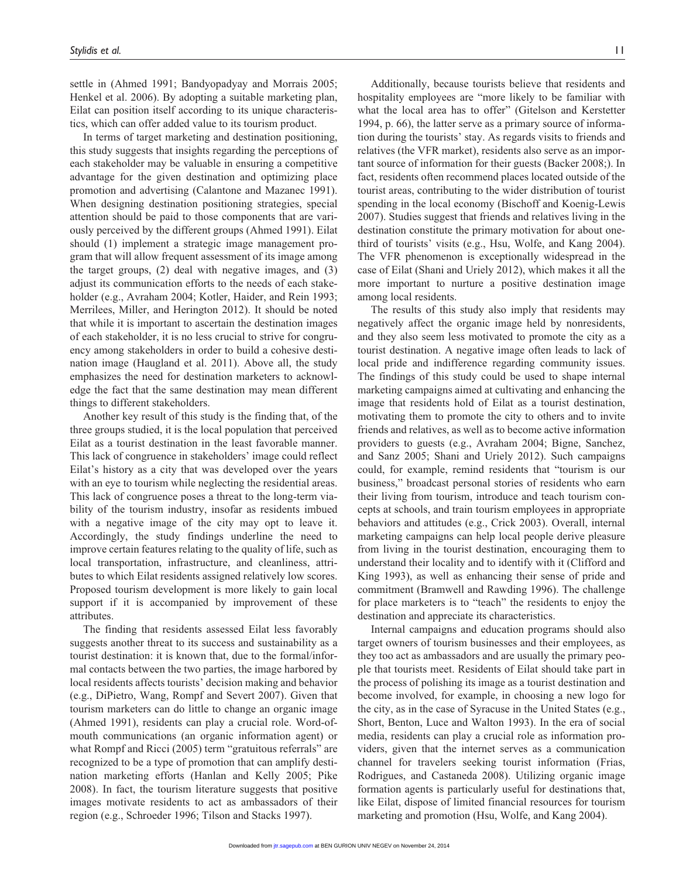settle in (Ahmed 1991; Bandyopadyay and Morrais 2005; Henkel et al. 2006). By adopting a suitable marketing plan, Eilat can position itself according to its unique characteristics, which can offer added value to its tourism product.

In terms of target marketing and destination positioning, this study suggests that insights regarding the perceptions of each stakeholder may be valuable in ensuring a competitive advantage for the given destination and optimizing place promotion and advertising (Calantone and Mazanec 1991). When designing destination positioning strategies, special attention should be paid to those components that are variously perceived by the different groups (Ahmed 1991). Eilat should (1) implement a strategic image management program that will allow frequent assessment of its image among the target groups, (2) deal with negative images, and (3) adjust its communication efforts to the needs of each stakeholder (e.g., Avraham 2004; Kotler, Haider, and Rein 1993; Merrilees, Miller, and Herington 2012). It should be noted that while it is important to ascertain the destination images of each stakeholder, it is no less crucial to strive for congruency among stakeholders in order to build a cohesive destination image (Haugland et al. 2011). Above all, the study emphasizes the need for destination marketers to acknowledge the fact that the same destination may mean different things to different stakeholders.

Another key result of this study is the finding that, of the three groups studied, it is the local population that perceived Eilat as a tourist destination in the least favorable manner. This lack of congruence in stakeholders' image could reflect Eilat's history as a city that was developed over the years with an eye to tourism while neglecting the residential areas. This lack of congruence poses a threat to the long-term viability of the tourism industry, insofar as residents imbued with a negative image of the city may opt to leave it. Accordingly, the study findings underline the need to improve certain features relating to the quality of life, such as local transportation, infrastructure, and cleanliness, attributes to which Eilat residents assigned relatively low scores. Proposed tourism development is more likely to gain local support if it is accompanied by improvement of these attributes.

The finding that residents assessed Eilat less favorably suggests another threat to its success and sustainability as a tourist destination: it is known that, due to the formal/informal contacts between the two parties, the image harbored by local residents affects tourists' decision making and behavior (e.g., DiPietro, Wang, Rompf and Severt 2007). Given that tourism marketers can do little to change an organic image (Ahmed 1991), residents can play a crucial role. Word-of-mouth communications (an organic information agent) or what Rompf and Ricci (2005) term "gratuitous referrals" are recognized to be a type of promotion that can amplify destination marketing efforts (Hanlan and Kelly 2005; Pike 2008). In fact, the tourism literature suggests that positive images motivate residents to act as ambassadors of their region (e.g., Schroeder 1996; Tilson and Stacks 1997).

Additionally, because tourists believe that residents and hospitality employees are "more likely to be familiar with what the local area has to offer" (Gitelson and Kerstetter 1994, p. 66), the latter serve as a primary source of information during the tourists' stay. As regards visits to friends and relatives (the VFR market), residents also serve as an important source of information for their guests (Backer 2008;). In fact, residents often recommend places located outside of the tourist areas, contributing to the wider distribution of tourist spending in the local economy (Bischoff and Koenig-Lewis 2007). Studies suggest that friends and relatives living in the destination constitute the primary motivation for about one-third of tourists' visits (e.g., Hsu, Wolfe, and Kang 2004). The VFR phenomenon is exceptionally widespread in the case of Eilat (Shani and Uriely 2012), which makes it all the more important to nurture a positive destination image among local residents.

The results of this study also imply that residents may negatively affect the organic image held by nonresidents, and they also seem less motivated to promote the city as a tourist destination. A negative image often leads to lack of local pride and indifference regarding community issues. The findings of this study could be used to shape internal marketing campaigns aimed at cultivating and enhancing the image that residents hold of Eilat as a tourist destination, motivating them to promote the city to others and to invite friends and relatives, as well as to become active information providers to guests (e.g., Avraham 2004; Bigne, Sanchez, and Sanz 2005; Shani and Uriely 2012). Such campaigns could, for example, remind residents that "tourism is our business," broadcast personal stories of residents who earn their living from tourism, introduce and teach tourism concepts at schools, and train tourism employees in appropriate behaviors and attitudes (e.g., Crick 2003). Overall, internal marketing campaigns can help local people derive pleasure from living in the tourist destination, encouraging them to understand their locality and to identify with it (Clifford and King 1993), as well as enhancing their sense of pride and commitment (Bramwell and Rawding 1996). The challenge for place marketers is to "teach" the residents to enjoy the destination and appreciate its characteristics.

Internal campaigns and education programs should also target owners of tourism businesses and their employees, as they too act as ambassadors and are usually the primary people that tourists meet. Residents of Eilat should take part in the process of polishing its image as a tourist destination and become involved, for example, in choosing a new logo for the city, as in the case of Syracuse in the United States (e.g., Short, Benton, Luce and Walton 1993). In the era of social media, residents can play a crucial role as information providers, given that the internet serves as a communication channel for travelers seeking tourist information (Frias, Rodrigues, and Castaneda 2008). Utilizing organic image formation agents is particularly useful for destinations that, like Eilat, dispose of limited financial resources for tourism marketing and promotion (Hsu, Wolfe, and Kang 2004).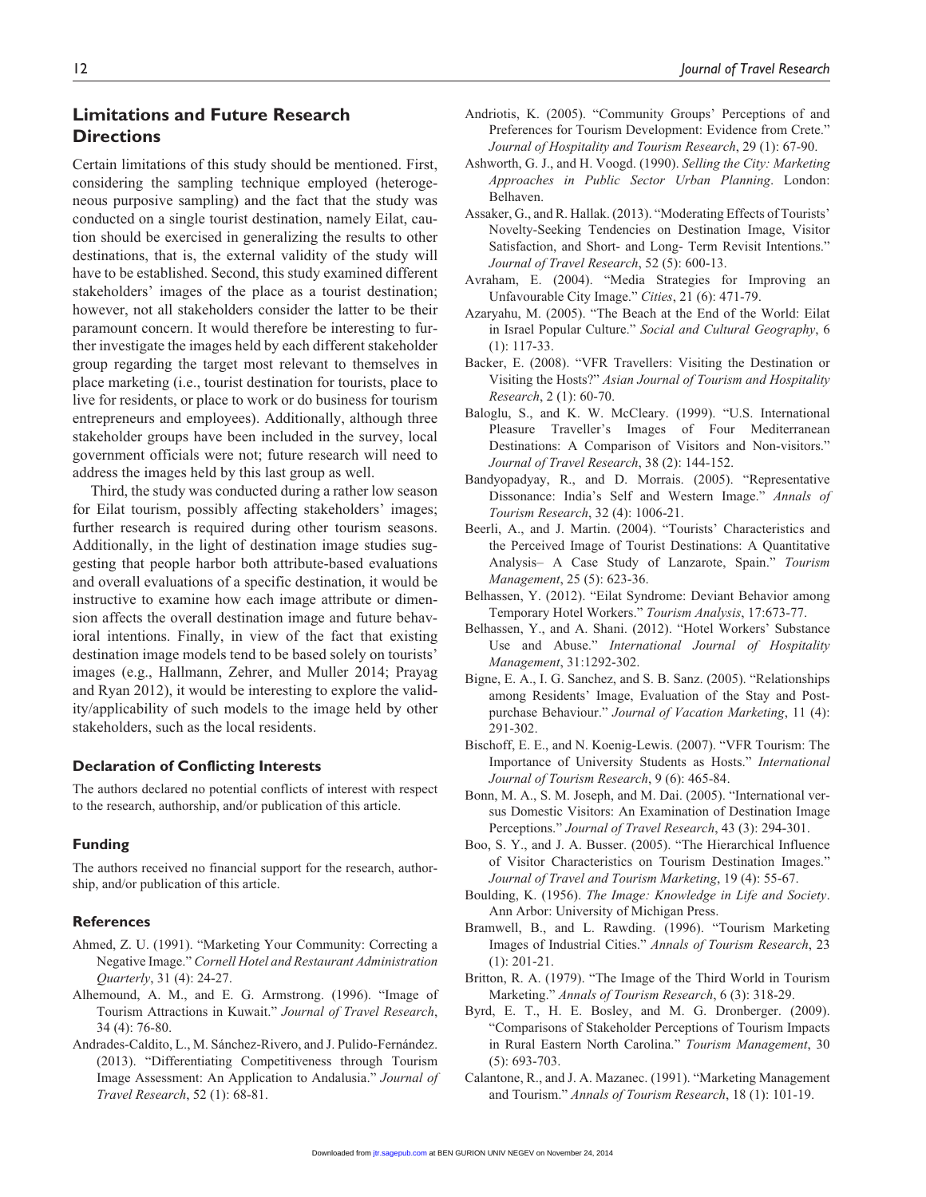## Limitations and Future Research Directions

Certain limitations of this study should be mentioned. First, considering the sampling technique employed (heterogeneous purposive sampling) and the fact that the study was conducted on a single tourist destination, namely Eilat, caution should be exercised in generalizing the results to other destinations, that is, the external validity of the study will have to be established. Second, this study examined different stakeholders' images of the place as a tourist destination; however, not all stakeholders consider the latter to be their paramount concern. It would therefore be interesting to further investigate the images held by each different stakeholder group regarding the target most relevant to themselves in place marketing (i.e., tourist destination for tourists, place to live for residents, or place to work or do business for tourism entrepreneurs and employees). Additionally, although three stakeholder groups have been included in the survey, local government officials were not; future research will need to address the images held by this last group as well.

Third, the study was conducted during a rather low season for Eilat tourism, possibly affecting stakeholders' images; further research is required during other tourism seasons. Additionally, in the light of destination image studies suggesting that people harbor both attribute-based evaluations and overall evaluations of a specific destination, it would be instructive to examine how each image attribute or dimension affects the overall destination image and future behavioral intentions. Finally, in view of the fact that existing destination image models tend to be based solely on tourists' images (e.g., Hallmann, Zehrer, and Muller 2014; Prayag and Ryan 2012), it would be interesting to explore the validity/applicability of such models to the image held by other stakeholders, such as the local residents.

### Declaration of Conflicting Interests

The authors declared no potential conflicts of interest with respect to the research, authorship, and/or publication of this article.

### Funding

The authors received no financial support for the research, authorship, and/or publication of this article.

### References

Ahmed, Z. U. (1991). "Marketing Your Community: Correcting a Negative Image." *Cornell Hotel and Restaurant Administration Quarterly*, 31 (4): 24-27.

Alhemound, A. M., and E. G. Armstrong. (1996). "Image of Tourism Attractions in Kuwait." *Journal of Travel Research*, 34 (4): 76-80.

Andrades-Caldito, L., M. Sánchez-Rivero, and J. Pulido-Fernández. (2013). "Differentiating Competitiveness through Tourism Image Assessment: An Application to Andalusia." *Journal of Travel Research*, 52 (1): 68-81.

Andriotis, K. (2005). "Community Groups' Perceptions of and Preferences for Tourism Development: Evidence from Crete." *Journal of Hospitality and Tourism Research*, 29 (1): 67-90.

Ashworth, G. J., and H. Voogd. (1990). *Selling the City: Marketing Approaches in Public Sector Urban Planning*. London: Belhaven.

Assaker, G., and R. Hallak. (2013). "Moderating Effects of Tourists' Novelty-Seeking Tendencies on Destination Image, Visitor Satisfaction, and Short- and Long- Term Revisit Intentions." *Journal of Travel Research*, 52 (5): 600-13.

Avraham, E. (2004). "Media Strategies for Improving an Unfavourable City Image." *Cities*, 21 (6): 471-79.

Azaryahu, M. (2005). "The Beach at the End of the World: Eilat in Israel Popular Culture." *Social and Cultural Geography*, 6 (1): 117-33.

Backer, E. (2008). "VFR Travellers: Visiting the Destination or Visiting the Hosts?" *Asian Journal of Tourism and Hospitality Research*, 2 (1): 60-70.

Baloglu, S., and K. W. McCleary. (1999). "U.S. International Pleasure Traveller's Images of Four Mediterranean Destinations: A Comparison of Visitors and Non-visitors." *Journal of Travel Research*, 38 (2): 144-152.

Bandyopadyay, R., and D. Morrais. (2005). "Representative Dissonance: India's Self and Western Image." *Annals of Tourism Research*, 32 (4): 1006-21.

Beerli, A., and J. Martin. (2004). "Tourists' Characteristics and the Perceived Image of Tourist Destinations: A Quantitative Analysis– A Case Study of Lanzarote, Spain." *Tourism Management*, 25 (5): 623-36.

Belhassen, Y. (2012). "Eilat Syndrome: Deviant Behavior among Temporary Hotel Workers." *Tourism Analysis*, 17:673-77.

Belhassen, Y., and A. Shani. (2012). "Hotel Workers' Substance Use and Abuse." *International Journal of Hospitality Management*, 31:1292-302.

Bigne, E. A., I. G. Sanchez, and S. B. Sanz. (2005). "Relationships among Residents' Image, Evaluation of the Stay and Post-purchase Behaviour." *Journal of Vacation Marketing*, 11 (4): 291-302.

Bischoff, E. E., and N. Koenig-Lewis. (2007). "VFR Tourism: The Importance of University Students as Hosts." *International Journal of Tourism Research*, 9 (6): 465-84.

Bonn, M. A., S. M. Joseph, and M. Dai. (2005). "International versus Domestic Visitors: An Examination of Destination Image Perceptions." *Journal of Travel Research*, 43 (3): 294-301.

Boo, S. Y., and J. A. Busser. (2005). "The Hierarchical Influence of Visitor Characteristics on Tourism Destination Images." *Journal of Travel and Tourism Marketing*, 19 (4): 55-67.

Boulding, K. (1956). *The Image: Knowledge in Life and Society*. Ann Arbor: University of Michigan Press.

Bramwell, B., and L. Rawding. (1996). "Tourism Marketing Images of Industrial Cities." *Annals of Tourism Research*, 23 (1): 201-21.

Britton, R. A. (1979). "The Image of the Third World in Tourism Marketing." *Annals of Tourism Research*, 6 (3): 318-29.

Byrd, E. T., H. E. Bosley, and M. G. Dronberger. (2009). "Comparisons of Stakeholder Perceptions of Tourism Impacts in Rural Eastern North Carolina." *Tourism Management*, 30 (5): 693-703.

Calantone, R., and J. A. Mazanec. (1991). "Marketing Management and Tourism." *Annals of Tourism Research*, 18 (1): 101-19.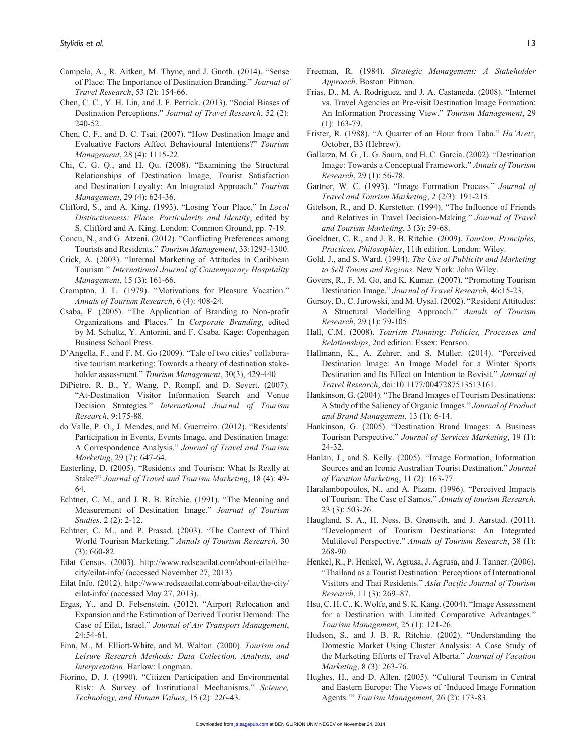Campelo, A., R. Aitken, M. Thyne, and J. Gnoth. (2014). "Sense of Place: The Importance of Destination Branding." *Journal of Travel Research*, 53 (2): 154-66.

Chen, C. C., Y. H. Lin, and J. F. Petrick. (2013). "Social Biases of Destination Perceptions." *Journal of Travel Research*, 52 (2): 240-52.

Chen, C. F., and D. C. Tsai. (2007). "How Destination Image and Evaluative Factors Affect Behavioural Intentions?" *Tourism Management*, 28 (4): 1115-22.

Chi, C. G. Q., and H. Qu. (2008). "Examining the Structural Relationships of Destination Image, Tourist Satisfaction and Destination Loyalty: An Integrated Approach." *Tourism Management*, 29 (4): 624-36.

Clifford, S., and A. King. (1993). "Losing Your Place." In *Local Distinctiveness: Place, Particularity and Identity*, edited by S. Clifford and A. King. London: Common Ground, pp. 7-19.

Concu, N., and G. Atzeni. (2012). "Conflicting Preferences among Tourists and Residents." *Tourism Management*, 33:1293-1300.

Crick, A. (2003). "Internal Marketing of Attitudes in Caribbean Tourism." *International Journal of Contemporary Hospitality Management*, 15 (3): 161-66.

Crompton, J. L. (1979). "Motivations for Pleasure Vacation." *Annals of Tourism Research*, 6 (4): 408-24.

Csaba, F. (2005). "The Application of Branding to Non-profit Organizations and Places." In *Corporate Branding*, edited by M. Schultz, Y. Antorini, and F. Csaba. Kage: Copenhagen Business School Press.

D'Angella, F., and F. M. Go (2009). "Tale of two cities' collaborative tourism marketing: Towards a theory of destination stakeholder assessment." *Tourism Management*, 30(3), 429-440

DiPietro, R. B., Y. Wang, P. Rompf, and D. Severt. (2007). "At-Destination Visitor Information Search and Venue Decision Strategies." *International Journal of Tourism Research*, 9:175-88.

do Valle, P. O., J. Mendes, and M. Guerreiro. (2012). "Residents' Participation in Events, Events Image, and Destination Image: A Correspondence Analysis." *Journal of Travel and Tourism Marketing*, 29 (7): 647-64.

Easterling, D. (2005). "Residents and Tourism: What Is Really at Stake?" *Journal of Travel and Tourism Marketing*, 18 (4): 49-64.

Echtner, C. M., and J. R. B. Ritchie. (1991). "The Meaning and Measurement of Destination Image." *Journal of Tourism Studies*, 2 (2): 2-12.

Echtner, C. M., and P. Prasad. (2003). "The Context of Third World Tourism Marketing." *Annals of Tourism Research*, 30 (3): 660-82.

Eilat Census. (2003). http://www.redseaeilat.com/about-eilat/the-city/eilat-info/ (accessed November 27, 2013).

Eilat Info. (2012). http://www.redseaeilat.com/about-eilat/the-city/eilat-info/ (accessed May 27, 2013).

Ergas, Y., and D. Felsenstein. (2012). "Airport Relocation and Expansion and the Estimation of Derived Tourist Demand: The Case of Eilat, Israel." *Journal of Air Transport Management*, 24:54-61.

Finn, M., M. Elliott-White, and M. Walton. (2000). *Tourism and Leisure Research Methods: Data Collection, Analysis, and Interpretation*. Harlow: Longman.

Fiorino, D. J. (1990). "Citizen Participation and Environmental Risk: A Survey of Institutional Mechanisms." *Science, Technology, and Human Values*, 15 (2): 226-43.

Freeman, R. (1984). *Strategic Management: A Stakeholder Approach*. Boston: Pitman.

Frias, D., M. A. Rodriguez, and J. A. Castaneda. (2008). "Internet vs. Travel Agencies on Pre-visit Destination Image Formation: An Information Processing View." *Tourism Management*, 29 (1): 163-79.

Frister, R. (1988). "A Quarter of an Hour from Taba." *Ha'Aretz*, October, B3 (Hebrew).

Gallarza, M. G., L. G. Saura, and H. C. Garcia. (2002). "Destination Image: Towards a Conceptual Framework." *Annals of Tourism Research*, 29 (1): 56-78.

Gartner, W. C. (1993). "Image Formation Process." *Journal of Travel and Tourism Marketing*, 2 (2/3): 191-215.

Gitelson, R., and D. Kerstetter. (1994). "The Influence of Friends and Relatives in Travel Decision-Making." *Journal of Travel and Tourism Marketing*, 3 (3): 59-68.

Goeldner, C. R., and J. R. B. Ritchie. (2009). *Tourism: Principles, Practices, Philosophies*, 11th edition. London: Wiley.

Gold, J., and S. Ward. (1994). *The Use of Publicity and Marketing to Sell Towns and Regions*. New York: John Wiley.

Govers, R., F. M. Go, and K. Kumar. (2007). "Promoting Tourism Destination Image." *Journal of Travel Research*, 46:15-23.

Gursoy, D., C. Jurowski, and M. Uysal. (2002). "Resident Attitudes: A Structural Modelling Approach." *Annals of Tourism Research*, 29 (1): 79-105.

Hall, C.M. (2008). *Tourism Planning: Policies, Processes and Relationships*, 2nd edition. Essex: Pearson.

Hallmann, K., A. Zehrer, and S. Muller. (2014). "Perceived Destination Image: An Image Model for a Winter Sports Destination and Its Effect on Intention to Revisit." *Journal of Travel Research*, doi:10.1177/0047287513513161.

Hankinson, G. (2004). "The Brand Images of Tourism Destinations: A Study of the Saliency of Organic Images." *Journal of Product and Brand Management*, 13 (1): 6-14.

Hankinson, G. (2005). "Destination Brand Images: A Business Tourism Perspective." *Journal of Services Marketing*, 19 (1): 24-32.

Hanlan, J., and S. Kelly. (2005). "Image Formation, Information Sources and an Iconic Australian Tourist Destination." *Journal of Vacation Marketing*, 11 (2): 163-77.

Haralambopoulos, N., and A. Pizam. (1996). "Perceived Impacts of Tourism: The Case of Samos." *Annals of tourism Research*, 23 (3): 503-26.

Haugland, S. A., H. Ness, B. Grønseth, and J. Aarstad. (2011). "Development of Tourism Destinations: An Integrated Multilevel Perspective." *Annals of Tourism Research*, 38 (1): 268-90.

Henkel, R., P. Henkel, W. Agrusa, J. Agrusa, and J. Tanner. (2006). "Thailand as a Tourist Destination: Perceptions of International Visitors and Thai Residents." *Asia Pacific Journal of Tourism Research*, 11 (3): 269–87.

Hsu, C. H. C., K. Wolfe, and S. K. Kang. (2004). "Image Assessment for a Destination with Limited Comparative Advantages." *Tourism Management*, 25 (1): 121-26.

Hudson, S., and J. B. R. Ritchie. (2002). "Understanding the Domestic Market Using Cluster Analysis: A Case Study of the Marketing Efforts of Travel Alberta." *Journal of Vacation Marketing*, 8 (3): 263-76.

Hughes, H., and D. Allen. (2005). "Cultural Tourism in Central and Eastern Europe: The Views of 'Induced Image Formation Agents.'" *Tourism Management*, 26 (2): 173-83.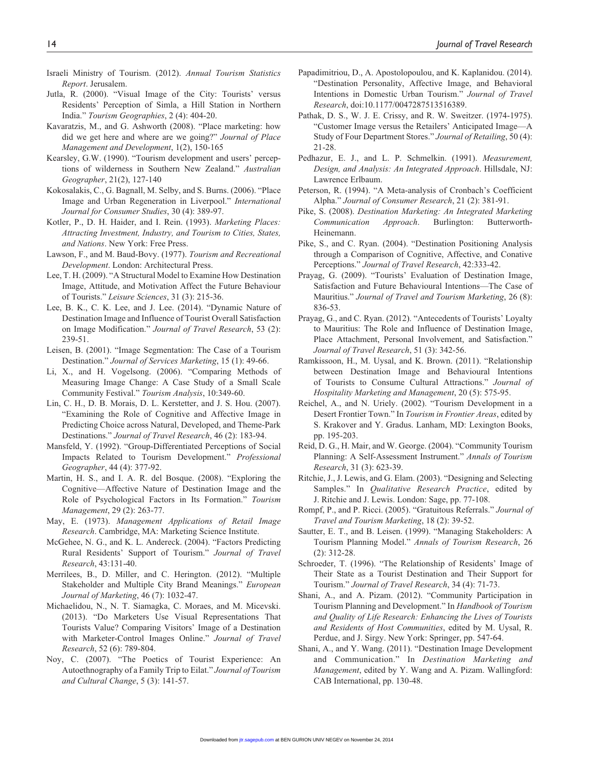Israeli Ministry of Tourism. (2012). *Annual Tourism Statistics Report*. Jerusalem.

Jutla, R. (2000). "Visual Image of the City: Tourists' versus Residents' Perception of Simla, a Hill Station in Northern India." *Tourism Geographies*, 2 (4): 404-20.

Kavaratzis, M., and G. Ashworth (2008). "Place marketing: how did we get here and where are we going?" *Journal of Place Management and Development*, 1(2), 150-165

Kearsley, G.W. (1990). "Tourism development and users' perceptions of wilderness in Southern New Zealand." *Australian Geographer*, 21(2), 127-140

Kokosalakis, C., G. Bagnall, M. Selby, and S. Burns. (2006). "Place Image and Urban Regeneration in Liverpool." *International Journal for Consumer Studies*, 30 (4): 389-97.

Kotler, P., D. H. Haider, and I. Rein. (1993). *Marketing Places: Attracting Investment, Industry, and Tourism to Cities, States, and Nations*. New York: Free Press.

Lawson, F., and M. Baud-Bovy. (1977). *Tourism and Recreational Development*. London: Architectural Press.

Lee, T. H. (2009). "A Structural Model to Examine How Destination Image, Attitude, and Motivation Affect the Future Behaviour of Tourists." *Leisure Sciences*, 31 (3): 215-36.

Lee, B. K., C. K. Lee, and J. Lee. (2014). "Dynamic Nature of Destination Image and Influence of Tourist Overall Satisfaction on Image Modification." *Journal of Travel Research*, 53 (2): 239-51.

Leisen, B. (2001). "Image Segmentation: The Case of a Tourism Destination." *Journal of Services Marketing*, 15 (1): 49-66.

Li, X., and H. Vogelsong. (2006). "Comparing Methods of Measuring Image Change: A Case Study of a Small Scale Community Festival." *Tourism Analysis*, 10:349-60.

Lin, C. H., D. B. Morais, D. L. Kerstetter, and J. S. Hou. (2007). "Examining the Role of Cognitive and Affective Image in Predicting Choice across Natural, Developed, and Theme-Park Destinations." *Journal of Travel Research*, 46 (2): 183-94.

Mansfeld, Y. (1992). "Group-Differentiated Perceptions of Social Impacts Related to Tourism Development." *Professional Geographer*, 44 (4): 377-92.

Martin, H. S., and I. A. R. del Bosque. (2008). "Exploring the Cognitive—Affective Nature of Destination Image and the Role of Psychological Factors in Its Formation." *Tourism Management*, 29 (2): 263-77.

May, E. (1973). *Management Applications of Retail Image Research*. Cambridge, MA: Marketing Science Institute.

McGehee, N. G., and K. L. Andereck. (2004). "Factors Predicting Rural Residents' Support of Tourism." *Journal of Travel Research*, 43:131-40.

Merrilees, B., D. Miller, and C. Herington. (2012). "Multiple Stakeholder and Multiple City Brand Meanings." *European Journal of Marketing*, 46 (7): 1032-47.

Michaelidou, N., N. T. Siamagka, C. Moraes, and M. Micevski. (2013). "Do Marketers Use Visual Representations That Tourists Value? Comparing Visitors' Image of a Destination with Marketer-Control Images Online." *Journal of Travel Research*, 52 (6): 789-804.

Noy, C. (2007). "The Poetics of Tourist Experience: An Autoethnography of a Family Trip to Eilat." *Journal of Tourism and Cultural Change*, 5 (3): 141-57.

Papadimitriou, D., A. Apostolopoulou, and K. Kaplanidou. (2014). "Destination Personality, Affective Image, and Behavioral Intentions in Domestic Urban Tourism." *Journal of Travel Research*, doi:10.1177/0047287513516389.

Pathak, D. S., W. J. E. Crissy, and R. W. Sweitzer. (1974-1975). "Customer Image versus the Retailers' Anticipated Image—A Study of Four Department Stores." *Journal of Retailing*, 50 (4): 21-28.

Pedhazur, E. J., and L. P. Schmelkin. (1991). *Measurement, Design, and Analysis: An Integrated Approach*. Hillsdale, NJ: Lawrence Erlbaum.

Peterson, R. (1994). "A Meta-analysis of Cronbach's Coefficient Alpha." *Journal of Consumer Research*, 21 (2): 381-91.

Pike, S. (2008). *Destination Marketing: An Integrated Marketing Communication Approach*. Burlington: Butterworth-Heinemann.

Pike, S., and C. Ryan. (2004). "Destination Positioning Analysis through a Comparison of Cognitive, Affective, and Conative Perceptions." *Journal of Travel Research*, 42:333-42.

Prayag, G. (2009). "Tourists' Evaluation of Destination Image, Satisfaction and Future Behavioural Intentions—The Case of Mauritius." *Journal of Travel and Tourism Marketing*, 26 (8): 836-53.

Prayag, G., and C. Ryan. (2012). "Antecedents of Tourists' Loyalty to Mauritius: The Role and Influence of Destination Image, Place Attachment, Personal Involvement, and Satisfaction." *Journal of Travel Research*, 51 (3): 342-56.

Ramkissoon, H., M. Uysal, and K. Brown. (2011). "Relationship between Destination Image and Behavioural Intentions of Tourists to Consume Cultural Attractions." *Journal of Hospitality Marketing and Management*, 20 (5): 575-95.

Reichel, A., and N. Uriely. (2002). "Tourism Development in a Desert Frontier Town." In *Tourism in Frontier Areas*, edited by S. Krakover and Y. Gradus. Lanham, MD: Lexington Books, pp. 195-203.

Reid, D. G., H. Mair, and W. George. (2004). "Community Tourism Planning: A Self-Assessment Instrument." *Annals of Tourism Research*, 31 (3): 623-39.

Ritchie, J., J. Lewis, and G. Elam. (2003). "Designing and Selecting Samples." In *Qualitative Research Practice*, edited by J. Ritchie and J. Lewis. London: Sage, pp. 77-108.

Rompf, P., and P. Ricci. (2005). "Gratuitous Referrals." *Journal of Travel and Tourism Marketing*, 18 (2): 39-52.

Sautter, E. T., and B. Leisen. (1999). "Managing Stakeholders: A Tourism Planning Model." *Annals of Tourism Research*, 26 (2): 312-28.

Schroeder, T. (1996). "The Relationship of Residents' Image of Their State as a Tourist Destination and Their Support for Tourism." *Journal of Travel Research*, 34 (4): 71-73.

Shani, A., and A. Pizam. (2012). "Community Participation in Tourism Planning and Development." In *Handbook of Tourism and Quality of Life Research: Enhancing the Lives of Tourists and Residents of Host Communities*, edited by M. Uysal, R. Perdue, and J. Sirgy. New York: Springer, pp. 547-64.

Shani, A., and Y. Wang. (2011). "Destination Image Development and Communication." In *Destination Marketing and Management*, edited by Y. Wang and A. Pizam. Wallingford: CAB International, pp. 130-48.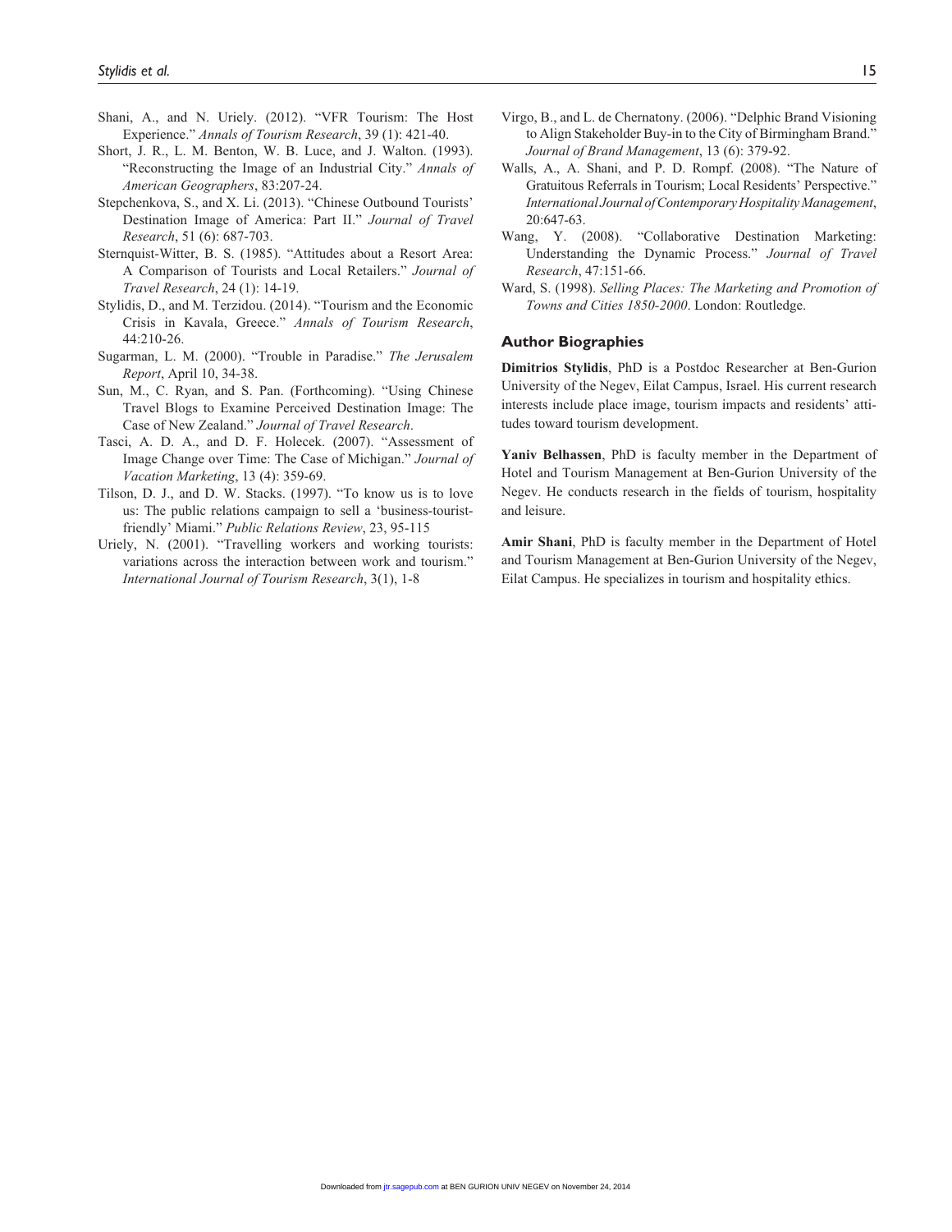Shani, A., and N. Uriely. (2012). "VFR Tourism: The Host Experience." *Annals of Tourism Research*, 39 (1): 421-40.

Short, J. R., L. M. Benton, W. B. Luce, and J. Walton. (1993). "Reconstructing the Image of an Industrial City." *Annals of American Geographers*, 83:207-24.

Stepchenkova, S., and X. Li. (2013). "Chinese Outbound Tourists' Destination Image of America: Part II." *Journal of Travel Research*, 51 (6): 687-703.

Sternquist-Witter, B. S. (1985). "Attitudes about a Resort Area: A Comparison of Tourists and Local Retailers." *Journal of Travel Research*, 24 (1): 14-19.

Stylidis, D., and M. Terzidou. (2014). "Tourism and the Economic Crisis in Kavala, Greece." *Annals of Tourism Research*, 44:210-26.

Sugarman, L. M. (2000). "Trouble in Paradise." *The Jerusalem Report*, April 10, 34-38.

Sun, M., C. Ryan, and S. Pan. (Forthcoming). "Using Chinese Travel Blogs to Examine Perceived Destination Image: The Case of New Zealand." *Journal of Travel Research*.

Tasci, A. D. A., and D. F. Holecek. (2007). "Assessment of Image Change over Time: The Case of Michigan." *Journal of Vacation Marketing*, 13 (4): 359-69.

Tilson, D. J., and D. W. Stacks. (1997). "To know us is to love us: The public relations campaign to sell a 'business-tourist-friendly' Miami." *Public Relations Review*, 23, 95-115

Uriely, N. (2001). "Travelling workers and working tourists: variations across the interaction between work and tourism." *International Journal of Tourism Research*, 3(1), 1-8

Virgo, B., and L. de Chernatony. (2006). "Delphic Brand Visioning to Align Stakeholder Buy-in to the City of Birmingham Brand." *Journal of Brand Management*, 13 (6): 379-92.

Walls, A., A. Shani, and P. D. Rompf. (2008). "The Nature of Gratuitous Referrals in Tourism; Local Residents' Perspective." *International Journal of Contemporary Hospitality Management*, 20:647-63.

Wang, Y. (2008). "Collaborative Destination Marketing: Understanding the Dynamic Process." *Journal of Travel Research*, 47:151-66.

Ward, S. (1998). *Selling Places: The Marketing and Promotion of Towns and Cities 1850-2000*. London: Routledge.

## Author Biographies

**Dimitrios Stylidis**, PhD is a Postdoc Researcher at Ben-Gurion University of the Negev, Eilat Campus, Israel. His current research interests include place image, tourism impacts and residents' attitudes toward tourism development.

**Yaniv Belhassen**, PhD is faculty member in the Department of Hotel and Tourism Management at Ben-Gurion University of the Negev. He conducts research in the fields of tourism, hospitality and leisure.

**Amir Shani**, PhD is faculty member in the Department of Hotel and Tourism Management at Ben-Gurion University of the Negev, Eilat Campus. He specializes in tourism and hospitality ethics.